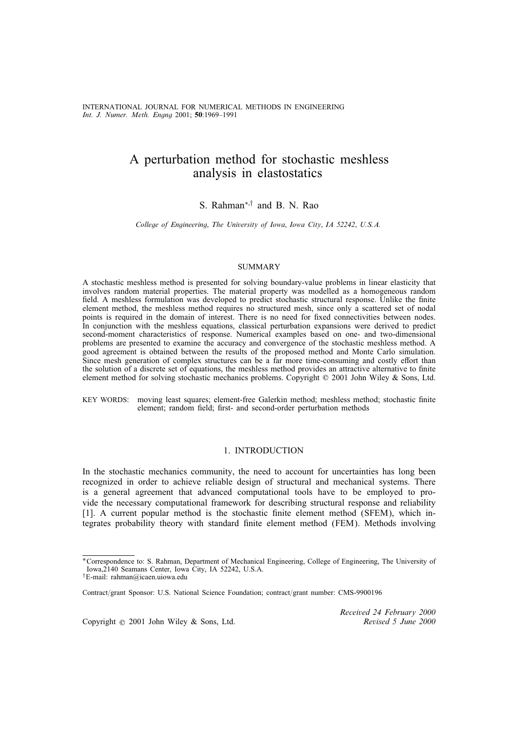# A perturbation method for stochastic meshless analysis in elastostatics

S. Rahman*,† and B. N. Rao

*College of Engineering, The University of Iowa, Iowa City, IA 52242, U.S.A.*

## SUMMARY

A stochastic meshless method is presented for solving boundary-value problems in linear elasticity that involves random material properties. The material property was modelled as a homogeneous random field. A meshless formulation was developed to predict stochastic structural response. Unlike the finite element method, the meshless method requires no structured mesh, since only a scattered set of nodal points is required in the domain of interest. There is no need for fixed connectivities between nodes. In conjunction with the meshless equations, classical perturbation expansions were derived to predict second-moment characteristics of response. Numerical examples based on one- and two-dimensional problems are presented to examine the accuracy and convergence of the stochastic meshless method. A good agreement is obtained between the results of the proposed method and Monte Carlo simulation. Since mesh generation of complex structures can be a far more time-consuming and costly effort than the solution of a discrete set of equations, the meshless method provides an attractive alternative to finite element method for solving stochastic mechanics problems. Copyright © 2001 John Wiley & Sons, Ltd.

KEY WORDS: moving least squares; element-free Galerkin method; meshless method; stochastic finite element; random field; first- and second-order perturbation methods

## 1. INTRODUCTION

In the stochastic mechanics community, the need to account for uncertainties has long been recognized in order to achieve reliable design of structural and mechanical systems. There is a general agreement that advanced computational tools have to be employed to provide the necessary computational framework for describing structural response and reliability [1]. A current popular method is the stochastic finite element method (SFEM), which integrates probability theory with standard finite element method (FEM). Methods involving

---

*Correspondence to: S. Rahman, Department of Mechanical Engineering, College of Engineering, The University of Iowa,2140 Seamans Center, Iowa City, IA 52242, U.S.A.

†E-mail: rahman@icaen.uiowa.edu

Contract/grant Sponsor: U.S. National Science Foundation; contract/grant number: CMS-9900196

Received 24 February 2000
Revised 5 June 2000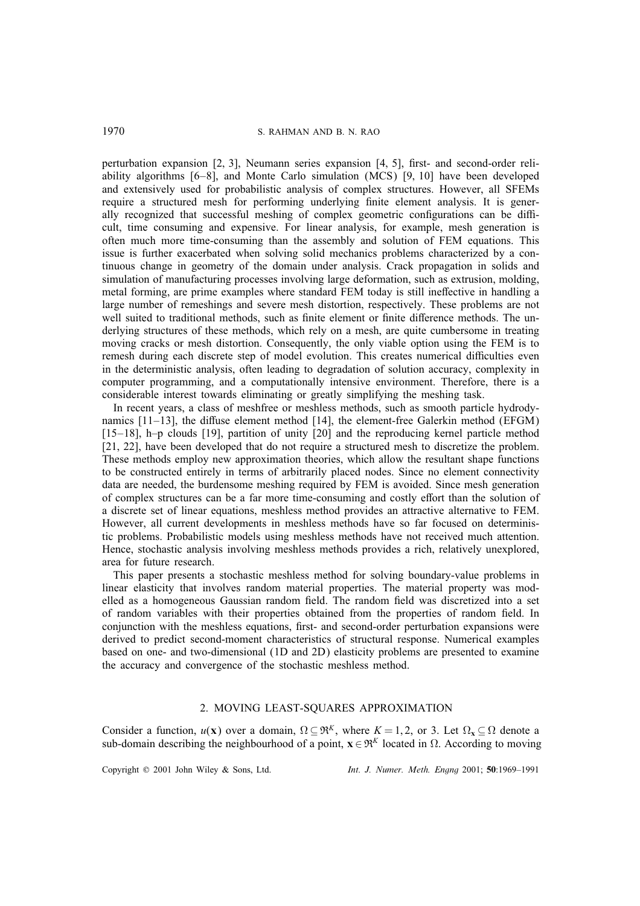perturbation expansion [2, 3], Neumann series expansion [4, 5], first- and second-order reliability algorithms [6–8], and Monte Carlo simulation (MCS) [9, 10] have been developed and extensively used for probabilistic analysis of complex structures. However, all SFEMs require a structured mesh for performing underlying finite element analysis. It is generally recognized that successful meshing of complex geometric configurations can be difficult, time consuming and expensive. For linear analysis, for example, mesh generation is often much more time-consuming than the assembly and solution of FEM equations. This issue is further exacerbated when solving solid mechanics problems characterized by a continuous change in geometry of the domain under analysis. Crack propagation in solids and simulation of manufacturing processes involving large deformation, such as extrusion, molding, metal forming, are prime examples where standard FEM today is still ineffective in handling a large number of remeshings and severe mesh distortion, respectively. These problems are not well suited to traditional methods, such as finite element or finite difference methods. The underlying structures of these methods, which rely on a mesh, are quite cumbersome in treating moving cracks or mesh distortion. Consequently, the only viable option using the FEM is to remesh during each discrete step of model evolution. This creates numerical difficulties even in the deterministic analysis, often leading to degradation of solution accuracy, complexity in computer programming, and a computationally intensive environment. Therefore, there is a considerable interest towards eliminating or greatly simplifying the meshing task.

In recent years, a class of meshfree or meshless methods, such as smooth particle hydrodynamics [11–13], the diffuse element method [14], the element-free Galerkin method (EFGM) [15–18], h–p clouds [19], partition of unity [20] and the reproducing kernel particle method [21, 22], have been developed that do not require a structured mesh to discretize the problem. These methods employ new approximation theories, which allow the resultant shape functions to be constructed entirely in terms of arbitrarily placed nodes. Since no element connectivity data are needed, the burdensome meshing required by FEM is avoided. Since mesh generation of complex structures can be a far more time-consuming and costly effort than the solution of a discrete set of linear equations, meshless method provides an attractive alternative to FEM. However, all current developments in meshless methods have so far focused on deterministic problems. Probabilistic models using meshless methods have not received much attention. Hence, stochastic analysis involving meshless methods provides a rich, relatively unexplored, area for future research.

This paper presents a stochastic meshless method for solving boundary-value problems in linear elasticity that involves random material properties. The material property was modelled as a homogeneous Gaussian random field. The random field was discretized into a set of random variables with their properties obtained from the properties of random field. In conjunction with the meshless equations, first- and second-order perturbation expansions were derived to predict second-moment characteristics of structural response. Numerical examples based on one- and two-dimensional (1D and 2D) elasticity problems are presented to examine the accuracy and convergence of the stochastic meshless method.

## 2. MOVING LEAST-SQUARES APPROXIMATION

Consider a function, $u(\mathbf{x})$ over a domain, $\Omega \subseteq \Re^K$, where $K = 1, 2$, or 3. Let $\Omega_{\mathbf{x}} \subseteq \Omega$ denote a sub-domain describing the neighbourhood of a point, $\mathbf{x} \in \Re^K$ located in $\Omega$. According to moving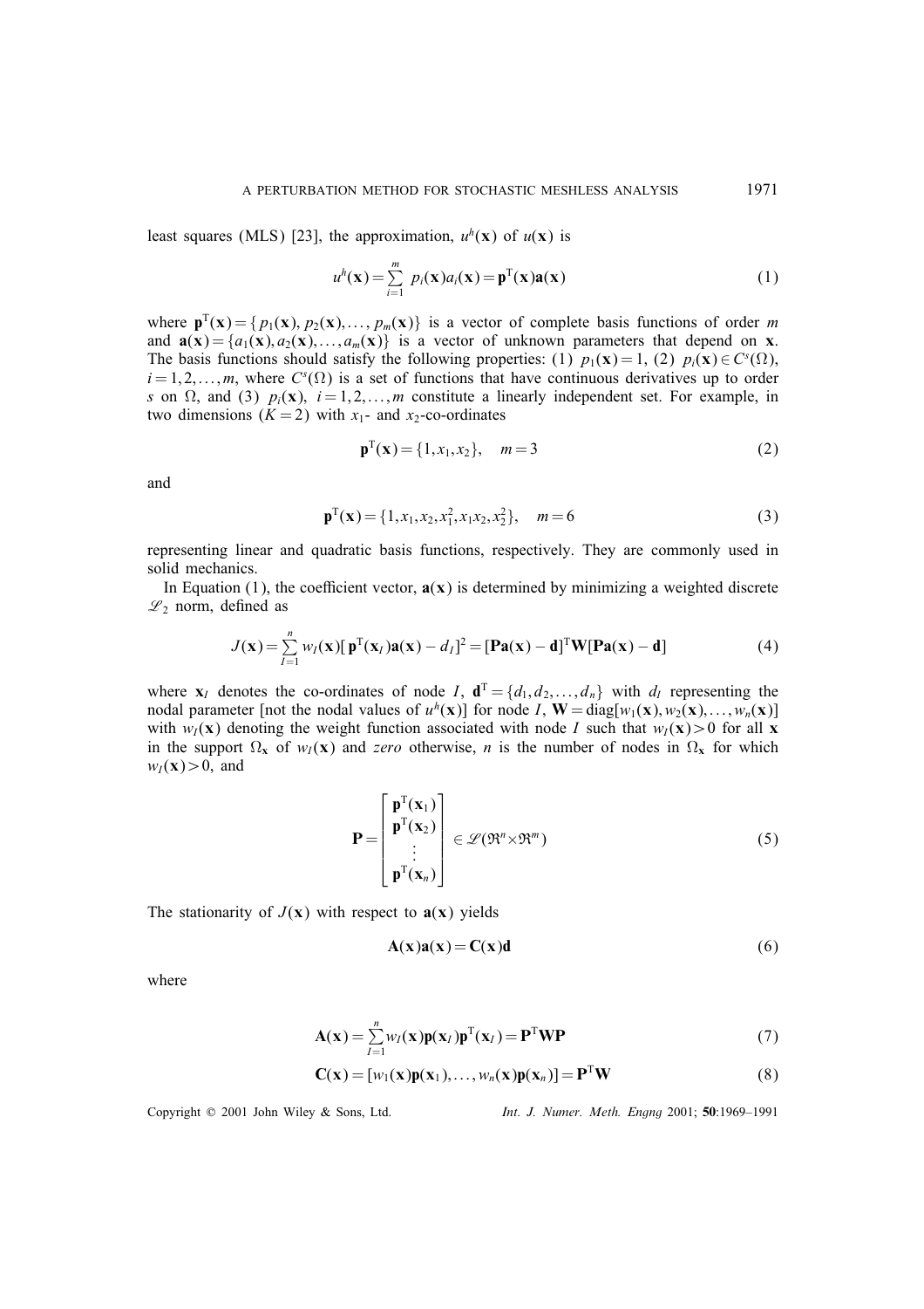least squares (MLS) [23], the approximation, $u^h(\mathbf{x})$ of $u(\mathbf{x})$ is

$$u^h(\mathbf{x}) = \sum_{i=1}^{m} p_i(\mathbf{x})a_i(\mathbf{x}) = \mathbf{p}^{\mathrm{T}}(\mathbf{x})\mathbf{a}(\mathbf{x}) \tag{1}$$

where $\mathbf{p}^{\mathrm{T}}(\mathbf{x}) = \{p_1(\mathbf{x}), p_2(\mathbf{x}), \ldots, p_m(\mathbf{x})\}$ is a vector of complete basis functions of order $m$ and $\mathbf{a}(\mathbf{x}) = \{a_1(\mathbf{x}), a_2(\mathbf{x}), \ldots, a_m(\mathbf{x})\}$ is a vector of unknown parameters that depend on $\mathbf{x}$. The basis functions should satisfy the following properties: (1) $p_1(\mathbf{x}) = 1$, (2) $p_i(\mathbf{x}) \in C^s(\Omega)$, $i = 1, 2, \ldots, m$, where $C^s(\Omega)$ is a set of functions that have continuous derivatives up to order $s$ on $\Omega$, and (3) $p_i(\mathbf{x})$, $i = 1, 2, \ldots, m$ constitute a linearly independent set. For example, in two dimensions ($K = 2$) with $x_1$- and $x_2$-co-ordinates

$$\mathbf{p}^{\mathrm{T}}(\mathbf{x}) = \{1, x_1, x_2\}, \quad m = 3 \tag{2}$$

and

$$\mathbf{p}^{\mathrm{T}}(\mathbf{x}) = \{1, x_1, x_2, x_1^2, x_1x_2, x_2^2\}, \quad m = 6 \tag{3}$$

representing linear and quadratic basis functions, respectively. They are commonly used in solid mechanics.

In Equation (1), the coefficient vector, $\mathbf{a}(\mathbf{x})$ is determined by minimizing a weighted discrete $\mathscr{L}_2$ norm, defined as

$$J(\mathbf{x}) = \sum_{I=1}^{n} w_I(\mathbf{x})[\mathbf{p}^{\mathrm{T}}(\mathbf{x}_I)\mathbf{a}(\mathbf{x}) - d_I]^2 = [\mathbf{P}\mathbf{a}(\mathbf{x}) - \mathbf{d}]^{\mathrm{T}}\mathbf{W}[\mathbf{P}\mathbf{a}(\mathbf{x}) - \mathbf{d}] \tag{4}$$

where $\mathbf{x}_I$ denotes the co-ordinates of node $I$, $\mathbf{d}^{\mathrm{T}} = \{d_1, d_2, \ldots, d_n\}$ with $d_I$ representing the nodal parameter [not the nodal values of $u^h(\mathbf{x})$] for node $I$, $\mathbf{W} = \mathrm{diag}[w_1(\mathbf{x}), w_2(\mathbf{x}), \ldots, w_n(\mathbf{x})]$ with $w_I(\mathbf{x})$ denoting the weight function associated with node $I$ such that $w_I(\mathbf{x}) > 0$ for all $\mathbf{x}$ in the support $\Omega_{\mathbf{x}}$ of $w_I(\mathbf{x})$ and *zero* otherwise, $n$ is the number of nodes in $\Omega_{\mathbf{x}}$ for which $w_I(\mathbf{x}) > 0$, and

$$\mathbf{P} = \begin{bmatrix} \mathbf{p}^{\mathrm{T}}(\mathbf{x}_1) \\ \mathbf{p}^{\mathrm{T}}(\mathbf{x}_2) \\ \vdots \\ \mathbf{p}^{\mathrm{T}}(\mathbf{x}_n) \end{bmatrix} \in \mathscr{L}(\Re^n \times \Re^m) \tag{5}$$

The stationarity of $J(\mathbf{x})$ with respect to $\mathbf{a}(\mathbf{x})$ yields

$$\mathbf{A}(\mathbf{x})\mathbf{a}(\mathbf{x}) = \mathbf{C}(\mathbf{x})\mathbf{d} \tag{6}$$

where

$$\mathbf{A}(\mathbf{x}) = \sum_{I=1}^{n} w_I(\mathbf{x})\mathbf{p}(\mathbf{x}_I)\mathbf{p}^{\mathrm{T}}(\mathbf{x}_I) = \mathbf{P}^{\mathrm{T}}\mathbf{W}\mathbf{P} \tag{7}$$

$$\mathbf{C}(\mathbf{x}) = [w_1(\mathbf{x})\mathbf{p}(\mathbf{x}_1), \ldots, w_n(\mathbf{x})\mathbf{p}(\mathbf{x}_n)] = \mathbf{P}^{\mathrm{T}}\mathbf{W} \tag{8}$$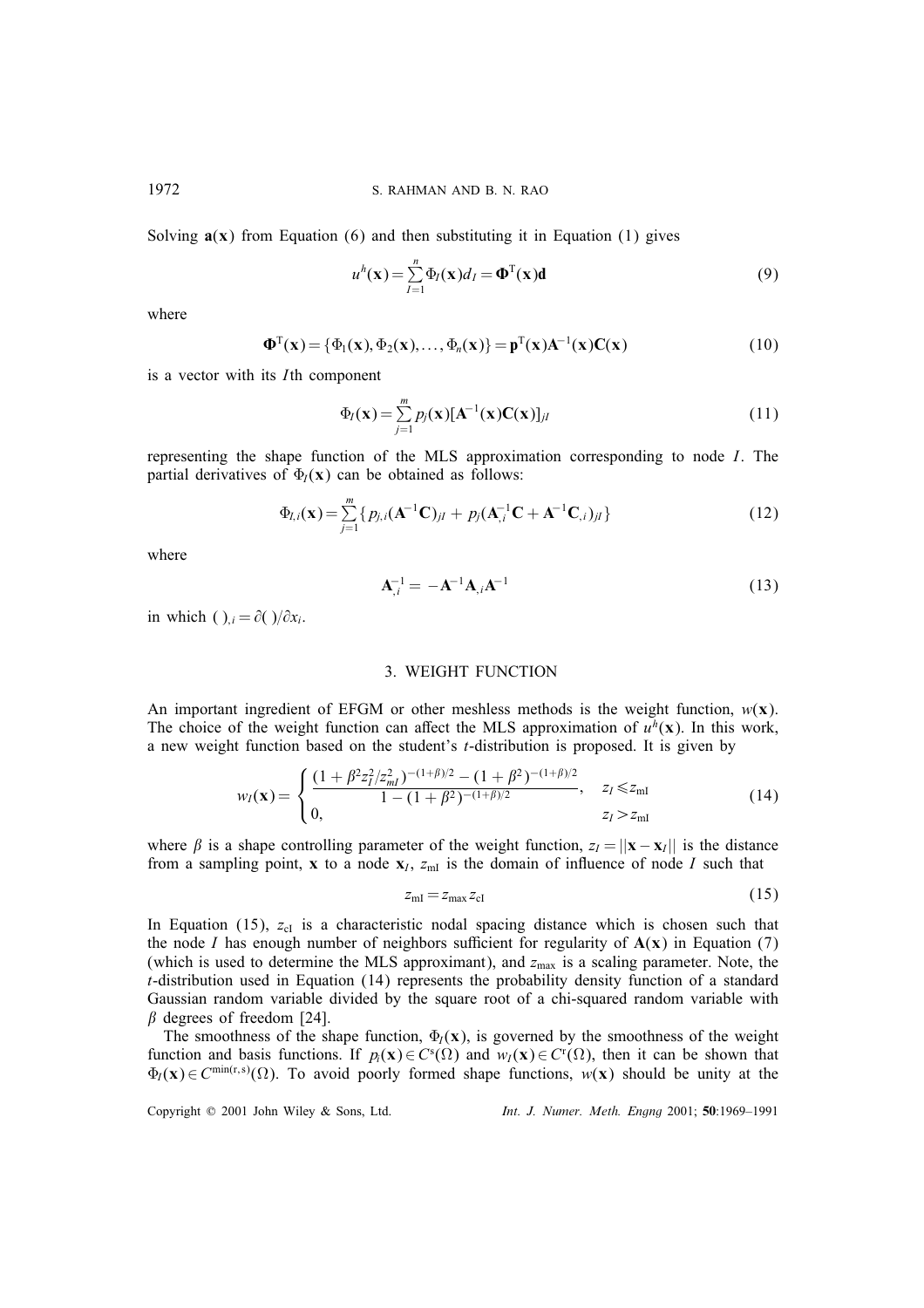Solving $\mathbf{a}(\mathbf{x})$ from Equation (6) and then substituting it in Equation (1) gives

$$u^h(\mathbf{x}) = \sum_{I=1}^{n} \Phi_I(\mathbf{x}) d_I = \mathbf{\Phi}^{\mathrm{T}}(\mathbf{x})\mathbf{d} \tag{9}$$

where

$$\mathbf{\Phi}^{\mathrm{T}}(\mathbf{x}) = \{\Phi_1(\mathbf{x}), \Phi_2(\mathbf{x}), \ldots, \Phi_n(\mathbf{x})\} = \mathbf{p}^{\mathrm{T}}(\mathbf{x})\mathbf{A}^{-1}(\mathbf{x})\mathbf{C}(\mathbf{x}) \tag{10}$$

is a vector with its $I$th component

$$\Phi_I(\mathbf{x}) = \sum_{j=1}^{m} p_j(\mathbf{x})[\mathbf{A}^{-1}(\mathbf{x})\mathbf{C}(\mathbf{x})]_{jI} \tag{11}$$

representing the shape function of the MLS approximation corresponding to node $I$. The partial derivatives of $\Phi_I(\mathbf{x})$ can be obtained as follows:

$$\Phi_{I,i}(\mathbf{x}) = \sum_{j=1}^{m} \{ p_{j,i}(\mathbf{A}^{-1}\mathbf{C})_{jI} + p_j(\mathbf{A}_{,i}^{-1}\mathbf{C} + \mathbf{A}^{-1}\mathbf{C}_{,i})_{jI} \} \tag{12}$$

where

$$\mathbf{A}_{,i}^{-1} = -\mathbf{A}^{-1}\mathbf{A}_{,i}\mathbf{A}^{-1} \tag{13}$$

in which $(\ )_{,i} = \partial(\ )/\partial x_i$.

## 3. WEIGHT FUNCTION

An important ingredient of EFGM or other meshless methods is the weight function, $w(\mathbf{x})$. The choice of the weight function can affect the MLS approximation of $u^h(\mathbf{x})$. In this work, a new weight function based on the student's $t$-distribution is proposed. It is given by

$$w_I(\mathbf{x}) = \begin{cases} \dfrac{(1+\beta^2 z_I^2/z_{mI}^2)^{-(1+\beta)/2} - (1+\beta^2)^{-(1+\beta)/2}}{1-(1+\beta^2)^{-(1+\beta)/2}}, & z_I \leqslant z_{\mathrm{mI}} \\ 0, & z_I > z_{\mathrm{mI}} \end{cases} \tag{14}$$

where $\beta$ is a shape controlling parameter of the weight function, $z_I = ||\mathbf{x} - \mathbf{x}_I||$ is the distance from a sampling point, $\mathbf{x}$ to a node $\mathbf{x}_I$, $z_{\mathrm{mI}}$ is the domain of influence of node $I$ such that

$$z_{\mathrm{mI}} = z_{\max} z_{\mathrm{cI}} \tag{15}$$

In Equation (15), $z_{\mathrm{cI}}$ is a characteristic nodal spacing distance which is chosen such that the node $I$ has enough number of neighbors sufficient for regularity of $\mathbf{A}(\mathbf{x})$ in Equation (7) (which is used to determine the MLS approximant), and $z_{\max}$ is a scaling parameter. Note, the $t$-distribution used in Equation (14) represents the probability density function of a standard Gaussian random variable divided by the square root of a chi-squared random variable with $\beta$ degrees of freedom [24].

The smoothness of the shape function, $\Phi_I(\mathbf{x})$, is governed by the smoothness of the weight function and basis functions. If $p_i(\mathbf{x}) \in C^s(\Omega)$ and $w_I(\mathbf{x}) \in C^r(\Omega)$, then it can be shown that $\Phi_I(\mathbf{x}) \in C^{\min(r,s)}(\Omega)$. To avoid poorly formed shape functions, $w(\mathbf{x})$ should be unity at the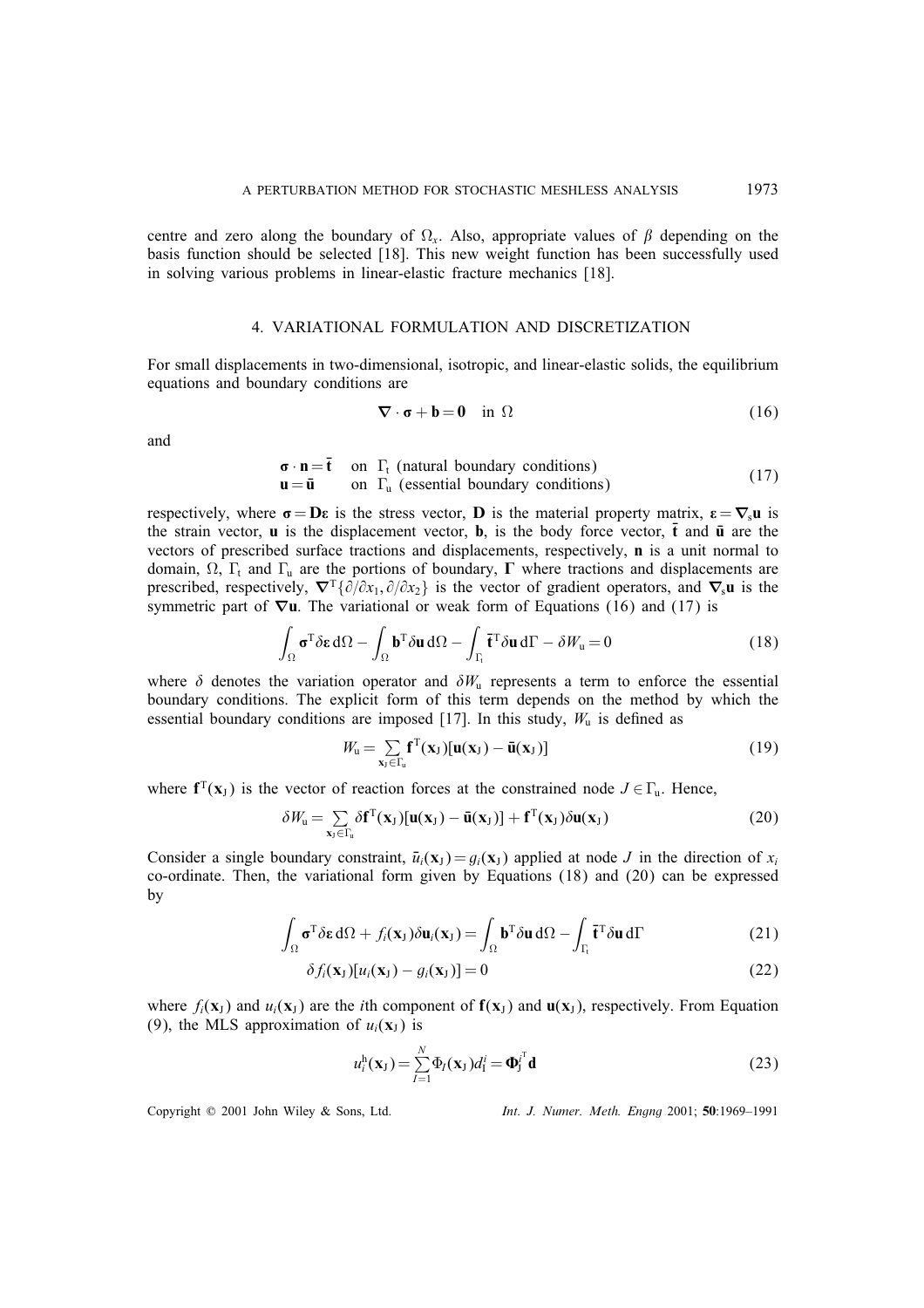centre and zero along the boundary of $\Omega_x$. Also, appropriate values of $\beta$ depending on the basis function should be selected [18]. This new weight function has been successfully used in solving various problems in linear-elastic fracture mechanics [18].

## 4. VARIATIONAL FORMULATION AND DISCRETIZATION

For small displacements in two-dimensional, isotropic, and linear-elastic solids, the equilibrium equations and boundary conditions are

$$\nabla \cdot \boldsymbol{\sigma} + \mathbf{b} = \mathbf{0} \quad \text{in } \Omega \tag{16}$$

and

$$\begin{aligned} \boldsymbol{\sigma} \cdot \mathbf{n} &= \bar{\mathbf{t}} \quad \text{on } \Gamma_t \text{ (natural boundary conditions)} \\ \mathbf{u} &= \bar{\mathbf{u}} \quad \text{on } \Gamma_u \text{ (essential boundary conditions)} \end{aligned} \tag{17}$$

respectively, where $\boldsymbol{\sigma} = \mathbf{D}\boldsymbol{\varepsilon}$ is the stress vector, $\mathbf{D}$ is the material property matrix, $\boldsymbol{\varepsilon} = \nabla_s \mathbf{u}$ is the strain vector, $\mathbf{u}$ is the displacement vector, $\mathbf{b}$, is the body force vector, $\bar{\mathbf{t}}$ and $\bar{\mathbf{u}}$ are the vectors of prescribed surface tractions and displacements, respectively, $\mathbf{n}$ is a unit normal to domain, $\Omega$, $\Gamma_t$ and $\Gamma_u$ are the portions of boundary, $\boldsymbol{\Gamma}$ where tractions and displacements are prescribed, respectively, $\nabla^T\{\partial/\partial x_1, \partial/\partial x_2\}$ is the vector of gradient operators, and $\nabla_s \mathbf{u}$ is the symmetric part of $\nabla \mathbf{u}$. The variational or weak form of Equations (16) and (17) is

$$\int_\Omega \boldsymbol{\sigma}^T \delta\boldsymbol{\varepsilon} \, d\Omega - \int_\Omega \mathbf{b}^T \delta\mathbf{u} \, d\Omega - \int_{\Gamma_t} \bar{\mathbf{t}}^T \delta\mathbf{u} \, d\Gamma - \delta W_u = 0 \tag{18}$$

where $\delta$ denotes the variation operator and $\delta W_u$ represents a term to enforce the essential boundary conditions. The explicit form of this term depends on the method by which the essential boundary conditions are imposed [17]. In this study, $W_u$ is defined as

$$W_u = \sum_{\mathbf{x}_J \in \Gamma_u} \mathbf{f}^T(\mathbf{x}_J)[\mathbf{u}(\mathbf{x}_J) - \bar{\mathbf{u}}(\mathbf{x}_J)] \tag{19}$$

where $\mathbf{f}^T(\mathbf{x}_J)$ is the vector of reaction forces at the constrained node $J \in \Gamma_u$. Hence,

$$\delta W_u = \sum_{\mathbf{x}_J \in \Gamma_u} \delta\mathbf{f}^T(\mathbf{x}_J)[\mathbf{u}(\mathbf{x}_J) - \bar{\mathbf{u}}(\mathbf{x}_J)] + \mathbf{f}^T(\mathbf{x}_J)\delta\mathbf{u}(\mathbf{x}_J) \tag{20}$$

Consider a single boundary constraint, $\bar{u}_i(\mathbf{x}_J) = g_i(\mathbf{x}_J)$ applied at node $J$ in the direction of $x_i$ co-ordinate. Then, the variational form given by Equations (18) and (20) can be expressed by

$$\int_\Omega \boldsymbol{\sigma}^T \delta\boldsymbol{\varepsilon} \, d\Omega + f_i(\mathbf{x}_J)\delta\mathbf{u}_i(\mathbf{x}_J) = \int_\Omega \mathbf{b}^T \delta\mathbf{u} \, d\Omega - \int_{\Gamma_t} \bar{\mathbf{t}}^T \delta\mathbf{u} \, d\Gamma \tag{21}$$

$$\delta f_i(\mathbf{x}_J)[u_i(\mathbf{x}_J) - g_i(\mathbf{x}_J)] = 0 \tag{22}$$

where $f_i(\mathbf{x}_J)$ and $u_i(\mathbf{x}_J)$ are the $i$th component of $\mathbf{f}(\mathbf{x}_J)$ and $\mathbf{u}(\mathbf{x}_J)$, respectively. From Equation (9), the MLS approximation of $u_i(\mathbf{x}_J)$ is

$$u_i^h(\mathbf{x}_J) = \sum_{I=1}^N \Phi_I(\mathbf{x}_J) d_I^i = \boldsymbol{\Phi}_J^{i^T} \mathbf{d} \tag{23}$$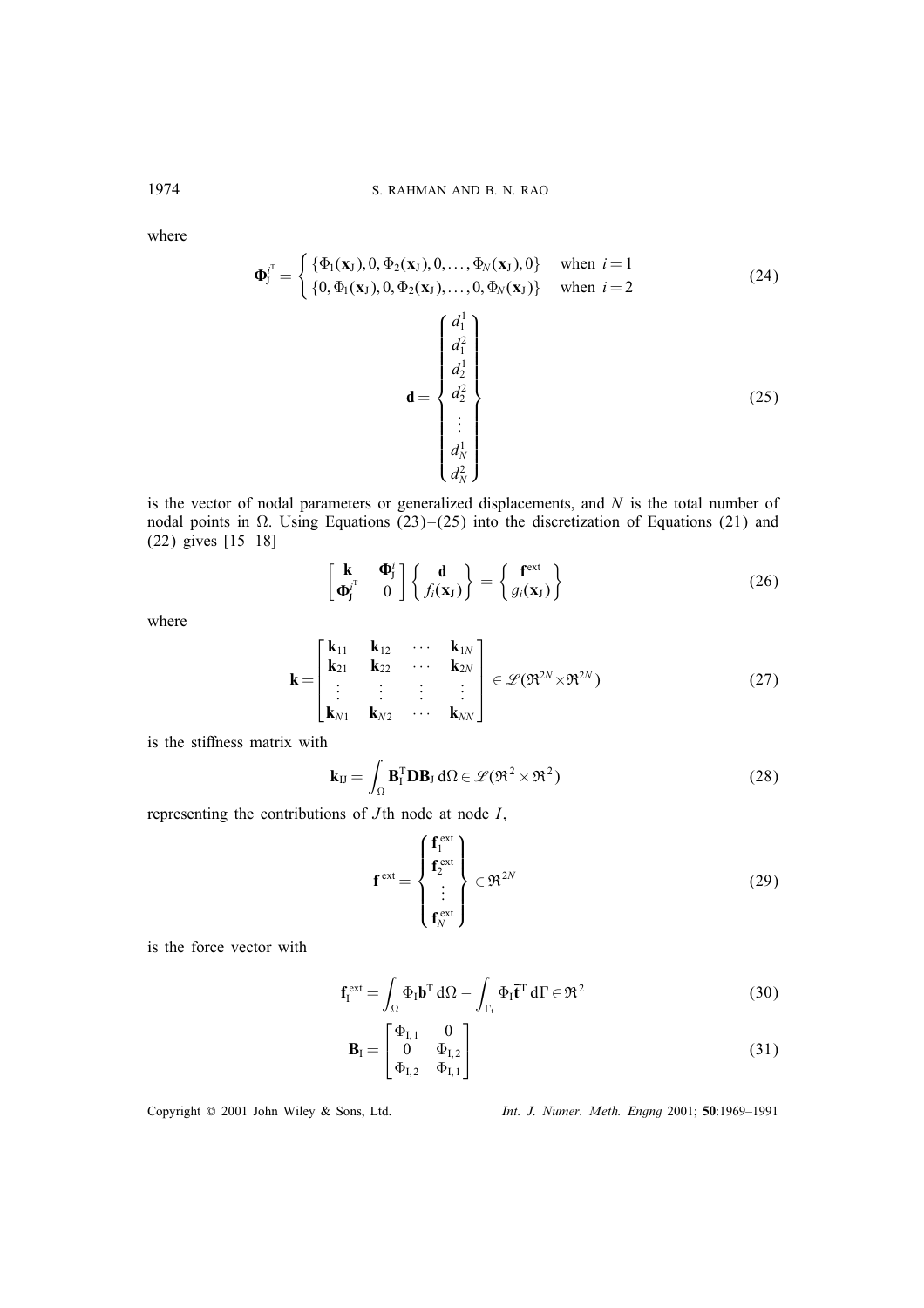where

$$
\boldsymbol{\Phi}_{\mathrm{J}}^{i^{\mathrm{T}}} = \begin{cases} \{\Phi_1(\mathbf{x}_{\mathrm{J}}), 0, \Phi_2(\mathbf{x}_{\mathrm{J}}), 0, \ldots, \Phi_N(\mathbf{x}_{\mathrm{J}}), 0\} & \text{when } i = 1 \\ \{0, \Phi_1(\mathbf{x}_{\mathrm{J}}), 0, \Phi_2(\mathbf{x}_{\mathrm{J}}), \ldots, 0, \Phi_N(\mathbf{x}_{\mathrm{J}})\} & \text{when } i = 2 \end{cases} \tag{24}
$$

$$
\mathbf{d} = \begin{Bmatrix} d_1^1 \\ d_1^2 \\ d_2^1 \\ d_2^2 \\ \vdots \\ d_N^1 \\ d_N^2 \end{Bmatrix} \tag{25}
$$

is the vector of nodal parameters or generalized displacements, and $N$ is the total number of nodal points in $\Omega$. Using Equations (23)–(25) into the discretization of Equations (21) and (22) gives [15–18]

$$
\begin{bmatrix} \mathbf{k} & \boldsymbol{\Phi}_{\mathrm{J}}^{i} \\ \boldsymbol{\Phi}_{\mathrm{J}}^{i^{\mathrm{T}}} & 0 \end{bmatrix} \begin{Bmatrix} \mathbf{d} \\ f_i(\mathbf{x}_{\mathrm{J}}) \end{Bmatrix} = \begin{Bmatrix} \mathbf{f}^{\mathrm{ext}} \\ g_i(\mathbf{x}_{\mathrm{J}}) \end{Bmatrix} \tag{26}
$$

where

$$
\mathbf{k} = \begin{bmatrix} \mathbf{k}_{11} & \mathbf{k}_{12} & \cdots & \mathbf{k}_{1N} \\ \mathbf{k}_{21} & \mathbf{k}_{22} & \cdots & \mathbf{k}_{2N} \\ \vdots & \vdots & \vdots & \vdots \\ \mathbf{k}_{N1} & \mathbf{k}_{N2} & \cdots & \mathbf{k}_{NN} \end{bmatrix} \in \mathscr{L}(\Re^{2N} \times \Re^{2N}) \tag{27}
$$

is the stiffness matrix with

$$
\mathbf{k}_{\mathrm{IJ}} = \int_{\Omega} \mathbf{B}_{\mathrm{I}}^{\mathrm{T}} \mathbf{D} \mathbf{B}_{\mathrm{J}} \, \mathrm{d}\Omega \in \mathscr{L}(\Re^2 \times \Re^2) \tag{28}
$$

representing the contributions of $J$th node at node $I$,

$$
\mathbf{f}^{\mathrm{ext}} = \begin{Bmatrix} \mathbf{f}_1^{\mathrm{ext}} \\ \mathbf{f}_2^{\mathrm{ext}} \\ \vdots \\ \mathbf{f}_N^{\mathrm{ext}} \end{Bmatrix} \in \Re^{2N} \tag{29}
$$

is the force vector with

$$
\mathbf{f}_{\mathrm{I}}^{\mathrm{ext}} = \int_{\Omega} \Phi_{\mathrm{I}} \mathbf{b}^{\mathrm{T}} \, \mathrm{d}\Omega - \int_{\Gamma_t} \Phi_{\mathrm{I}} \bar{\mathbf{t}}^{\mathrm{T}} \, \mathrm{d}\Gamma \in \Re^2 \tag{30}
$$

$$
\mathbf{B}_{\mathrm{I}} = \begin{bmatrix} \Phi_{\mathrm{I},1} & 0 \\ 0 & \Phi_{\mathrm{I},2} \\ \Phi_{\mathrm{I},2} & \Phi_{\mathrm{I},1} \end{bmatrix} \tag{31}
$$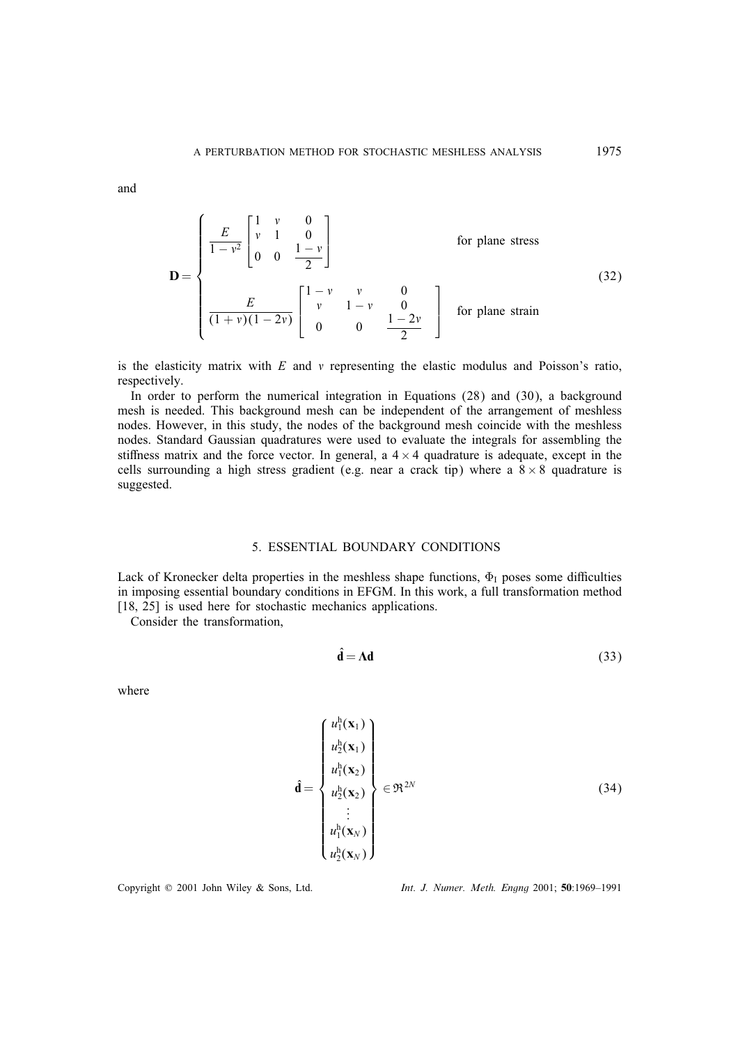and

$$
\mathbf{D} = \begin{cases} \dfrac{E}{1-v^2}\begin{bmatrix} 1 & v & 0 \\ v & 1 & 0 \\ 0 & 0 & \dfrac{1-v}{2} \end{bmatrix} & \text{for plane stress} \\[2ex] \dfrac{E}{(1+v)(1-2v)}\begin{bmatrix} 1-v & v & 0 \\ v & 1-v & 0 \\ 0 & 0 & \dfrac{1-2v}{2} \end{bmatrix} & \text{for plane strain} \end{cases} \tag{32}
$$

is the elasticity matrix with $E$ and $v$ representing the elastic modulus and Poisson's ratio, respectively.

In order to perform the numerical integration in Equations (28) and (30), a background mesh is needed. This background mesh can be independent of the arrangement of meshless nodes. However, in this study, the nodes of the background mesh coincide with the meshless nodes. Standard Gaussian quadratures were used to evaluate the integrals for assembling the stiffness matrix and the force vector. In general, a $4 \times 4$ quadrature is adequate, except in the cells surrounding a high stress gradient (e.g. near a crack tip) where a $8 \times 8$ quadrature is suggested.

## 5. ESSENTIAL BOUNDARY CONDITIONS

Lack of Kronecker delta properties in the meshless shape functions, $\Phi_I$ poses some difficulties in imposing essential boundary conditions in EFGM. In this work, a full transformation method [18, 25] is used here for stochastic mechanics applications.

Consider the transformation,

$$
\hat{\mathbf{d}} = \mathbf{\Lambda}\mathbf{d} \tag{33}
$$

where

$$
\hat{\mathbf{d}} = \begin{Bmatrix} u_1^{\mathrm{h}}(\mathbf{x}_1) \\ u_2^{\mathrm{h}}(\mathbf{x}_1) \\ u_1^{\mathrm{h}}(\mathbf{x}_2) \\ u_2^{\mathrm{h}}(\mathbf{x}_2) \\ \vdots \\ u_1^{\mathrm{h}}(\mathbf{x}_N) \\ u_2^{\mathrm{h}}(\mathbf{x}_N) \end{Bmatrix} \in \Re^{2N} \tag{34}
$$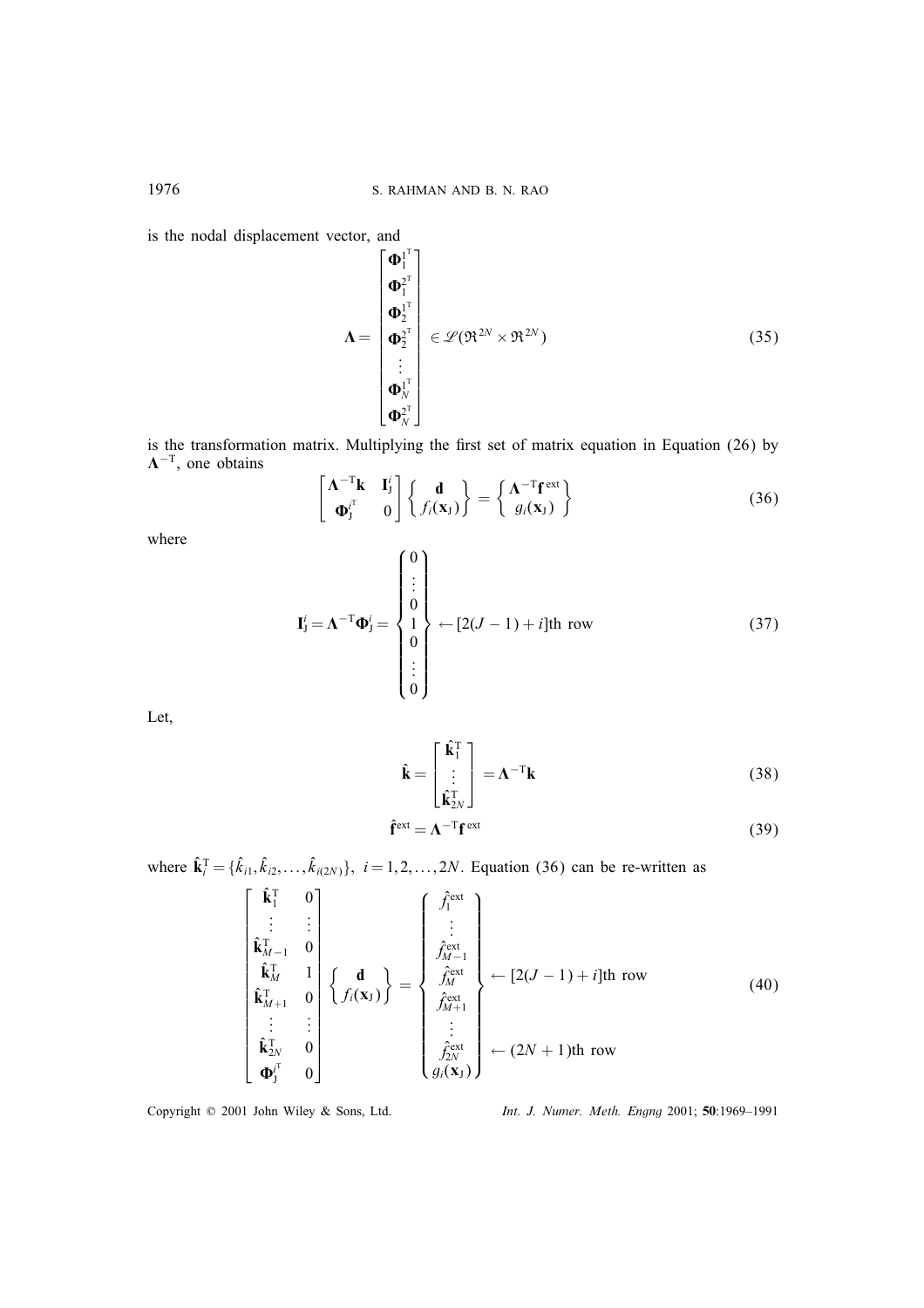is the nodal displacement vector, and

$$
\mathbf{\Lambda} = \begin{bmatrix} \mathbf{\Phi}_1^{1^{\mathrm{T}}} \\ \mathbf{\Phi}_1^{2^{\mathrm{T}}} \\ \mathbf{\Phi}_2^{1^{\mathrm{T}}} \\ \mathbf{\Phi}_2^{2^{\mathrm{T}}} \\ \vdots \\ \mathbf{\Phi}_N^{1^{\mathrm{T}}} \\ \mathbf{\Phi}_N^{2^{\mathrm{T}}} \end{bmatrix} \in \mathscr{L}(\Re^{2N} \times \Re^{2N}) \tag{35}
$$

is the transformation matrix. Multiplying the first set of matrix equation in Equation (26) by $\mathbf{\Lambda}^{-\mathrm{T}}$, one obtains

$$
\begin{bmatrix} \mathbf{\Lambda}^{-\mathrm{T}}\mathbf{k} & \mathbf{I}_{\mathrm{J}}^{i} \\ \mathbf{\Phi}_{\mathrm{J}}^{i^{\mathrm{T}}} & 0 \end{bmatrix} \begin{Bmatrix} \mathbf{d} \\ f_i(\mathbf{x}_{\mathrm{J}}) \end{Bmatrix} = \begin{Bmatrix} \mathbf{\Lambda}^{-\mathrm{T}}\mathbf{f}^{\mathrm{ext}} \\ g_i(\mathbf{x}_{\mathrm{J}}) \end{Bmatrix} \tag{36}
$$

where

$$
\mathbf{I}_{\mathrm{J}}^{i} = \mathbf{\Lambda}^{-\mathrm{T}}\mathbf{\Phi}_{\mathrm{J}}^{i} = \begin{Bmatrix} 0 \\ \vdots \\ 0 \\ 1 \\ 0 \\ \vdots \\ 0 \end{Bmatrix} \leftarrow [2(J-1)+i]\text{th row} \tag{37}
$$

Let,

$$
\hat{\mathbf{k}} = \begin{bmatrix} \hat{\mathbf{k}}_1^{\mathrm{T}} \\ \vdots \\ \hat{\mathbf{k}}_{2N}^{\mathrm{T}} \end{bmatrix} = \mathbf{\Lambda}^{-\mathrm{T}}\mathbf{k} \tag{38}
$$

$$
\hat{\mathbf{f}}^{\mathrm{ext}} = \mathbf{\Lambda}^{-\mathrm{T}}\mathbf{f}^{\mathrm{ext}} \tag{39}
$$

where $\hat{\mathbf{k}}_i^{\mathrm{T}} = \{\hat{k}_{i1}, \hat{k}_{i2}, \ldots, \hat{k}_{i(2N)}\}$, $i = 1, 2, \ldots, 2N$. Equation (36) can be re-written as

$$
\begin{bmatrix} \hat{\mathbf{k}}_1^{\mathrm{T}} & 0 \\ \vdots & \vdots \\ \hat{\mathbf{k}}_{M-1}^{\mathrm{T}} & 0 \\ \hat{\mathbf{k}}_M^{\mathrm{T}} & 1 \\ \hat{\mathbf{k}}_{M+1}^{\mathrm{T}} & 0 \\ \vdots & \vdots \\ \hat{\mathbf{k}}_{2N}^{\mathrm{T}} & 0 \\ \mathbf{\Phi}_{\mathrm{J}}^{i^{\mathrm{T}}} & 0 \end{bmatrix} \begin{Bmatrix} \mathbf{d} \\ f_i(\mathbf{x}_{\mathrm{J}}) \end{Bmatrix} = \begin{Bmatrix} \hat{f}_1^{\mathrm{ext}} \\ \vdots \\ \hat{f}_{M-1}^{\mathrm{ext}} \\ \hat{f}_M^{\mathrm{ext}} \\ \hat{f}_{M+1}^{\mathrm{ext}} \\ \vdots \\ \hat{f}_{2N}^{\mathrm{ext}} \\ g_i(\mathbf{x}_{\mathrm{J}}) \end{Bmatrix} \begin{matrix} \\ \\ \\ \leftarrow [2(J-1)+i]\text{th row} \\ \\ \\ \\ \leftarrow (2N+1)\text{th row} \end{matrix} \tag{40}
$$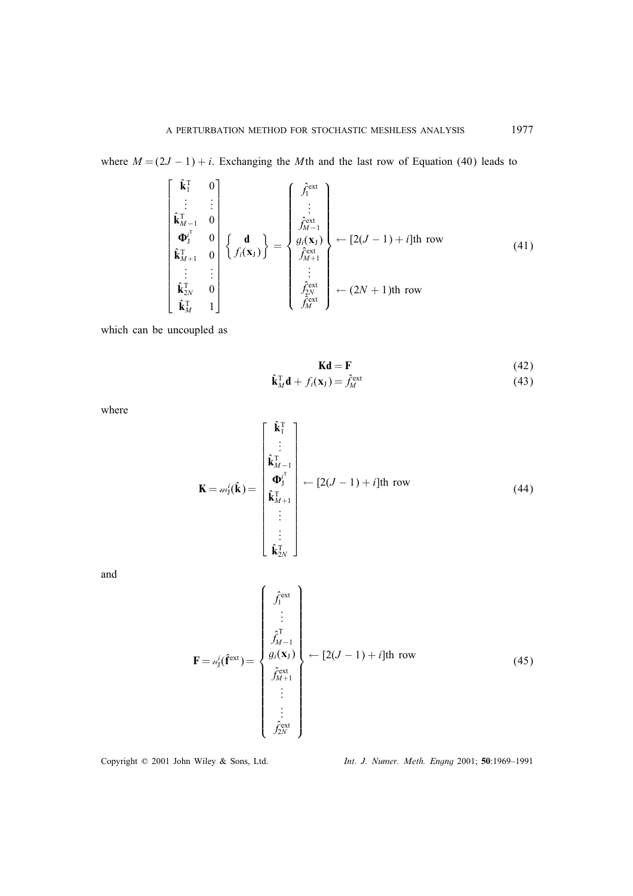where $M = (2J - 1) + i$. Exchanging the $M$th and the last row of Equation (40) leads to

$$
\begin{bmatrix}
\hat{\mathbf{k}}_1^{\mathrm{T}} & 0 \\
\vdots & \vdots \\
\hat{\mathbf{k}}_{M-1}^{\mathrm{T}} & 0 \\
\mathbf{\Phi}_{\mathrm{J}}^{i^{\mathrm{T}}} & 0 \\
\hat{\mathbf{k}}_{M+1}^{\mathrm{T}} & 0 \\
\vdots & \vdots \\
\hat{\mathbf{k}}_{2N}^{\mathrm{T}} & 0 \\
\hat{\mathbf{k}}_{M}^{\mathrm{T}} & 1
\end{bmatrix}
\begin{Bmatrix}
\mathbf{d} \\
f_i(\mathbf{x}_{\mathrm{J}})
\end{Bmatrix}
=
\begin{Bmatrix}
\hat{f}_1^{\mathrm{ext}} \\
\vdots \\
\hat{f}_{M-1}^{\mathrm{ext}} \\
g_i(\mathbf{x}_{\mathrm{J}}) \\
\hat{f}_{M+1}^{\mathrm{ext}} \\
\vdots \\
\hat{f}_{2N}^{\mathrm{ext}} \\
\hat{f}_{M}^{\mathrm{ext}}
\end{Bmatrix}
\begin{matrix}
\\ \\ \\ \leftarrow [2(J-1)+i]\text{th row} \\ \\ \\ \leftarrow (2N+1)\text{th row} \\ \\
\end{matrix}
\tag{41}
$$

which can be uncoupled as

$$
\mathbf{K}\mathbf{d} = \mathbf{F} \tag{42}
$$

$$
\hat{\mathbf{k}}_M^{\mathrm{T}}\mathbf{d} + f_i(\mathbf{x}_{\mathrm{J}}) = \hat{f}_M^{\mathrm{ext}} \tag{43}
$$

where

$$
\mathbf{K} = \mathscr{m}_{\mathrm{J}}^{i}(\hat{\mathbf{k}}) =
\begin{bmatrix}
\hat{\mathbf{k}}_1^{\mathrm{T}} \\
\vdots \\
\hat{\mathbf{k}}_{M-1}^{\mathrm{T}} \\
\mathbf{\Phi}_{\mathrm{J}}^{i^{\mathrm{T}}} \\
\hat{\mathbf{k}}_{M+1}^{\mathrm{T}} \\
\vdots \\
\vdots \\
\hat{\mathbf{k}}_{2N}^{\mathrm{T}}
\end{bmatrix}
\begin{matrix}
\\ \\ \\ \leftarrow [2(J-1)+i]\text{th row} \\ \\ \\ \\ \\
\end{matrix}
\tag{44}
$$

and

$$
\mathbf{F} = \mathscr{n}_{\mathrm{J}}^{i}(\hat{\mathbf{f}}^{\mathrm{ext}}) =
\begin{Bmatrix}
\hat{f}_1^{\mathrm{ext}} \\
\vdots \\
\hat{f}_{M-1}^{\mathrm{T}} \\
g_i(\mathbf{x}_{\mathrm{J}}) \\
\hat{f}_{M+1}^{\mathrm{ext}} \\
\vdots \\
\vdots \\
\hat{f}_{2N}^{\mathrm{ext}}
\end{Bmatrix}
\begin{matrix}
\\ \\ \\ \leftarrow [2(J-1)+i]\text{th row} \\ \\ \\ \\ \\
\end{matrix}
\tag{45}
$$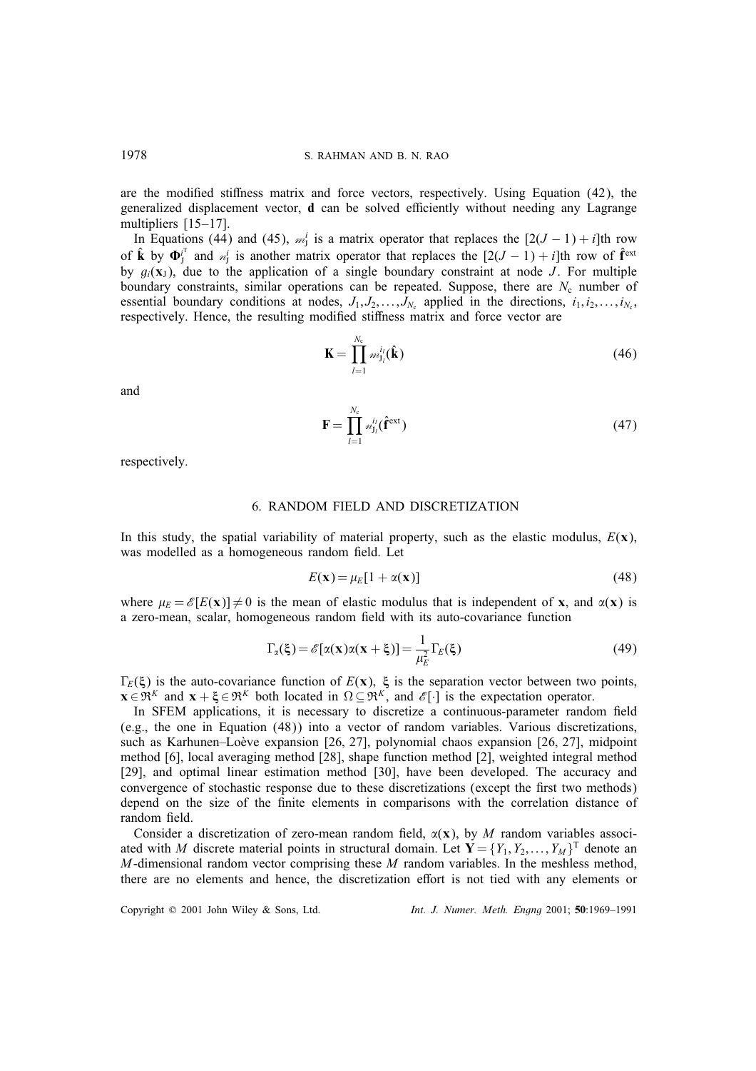are the modified stiffness matrix and force vectors, respectively. Using Equation (42), the generalized displacement vector, $\mathbf{d}$ can be solved efficiently without needing any Lagrange multipliers [15–17].

In Equations (44) and (45), $\mathscr{m}_{\mathrm{J}}^{i}$ is a matrix operator that replaces the $[2(J-1)+i]$th row of $\hat{\mathbf{k}}$ by $\mathbf{\Phi}_{\mathrm{J}}^{i^{\mathrm{T}}}$ and $\mathscr{n}_{\mathrm{J}}^{i}$ is another matrix operator that replaces the $[2(J-1)+i]$th row of $\hat{\mathbf{f}}^{\mathrm{ext}}$ by $g_i(\mathbf{x}_{\mathrm{J}})$, due to the application of a single boundary constraint at node $J$. For multiple boundary constraints, similar operations can be repeated. Suppose, there are $N_{\mathrm{c}}$ number of essential boundary conditions at nodes, $J_1, J_2, \ldots, J_{N_{\mathrm{c}}}$ applied in the directions, $i_1, i_2, \ldots, i_{N_{\mathrm{c}}}$, respectively. Hence, the resulting modified stiffness matrix and force vector are

$$\mathbf{K} = \prod_{l=1}^{N_{\mathrm{c}}} \mathscr{m}_{\mathrm{J}_l}^{i_l}(\hat{\mathbf{k}}) \tag{46}$$

and

$$\mathbf{F} = \prod_{l=1}^{N_{\mathrm{c}}} \mathscr{n}_{\mathrm{J}_l}^{i_l}(\hat{\mathbf{f}}^{\mathrm{ext}}) \tag{47}$$

respectively.

## 6. RANDOM FIELD AND DISCRETIZATION

In this study, the spatial variability of material property, such as the elastic modulus, $E(\mathbf{x})$, was modelled as a homogeneous random field. Let

$$E(\mathbf{x}) = \mu_E[1 + \alpha(\mathbf{x})] \tag{48}$$

where $\mu_E = \mathscr{E}[E(\mathbf{x})] \neq 0$ is the mean of elastic modulus that is independent of $\mathbf{x}$, and $\alpha(\mathbf{x})$ is a zero-mean, scalar, homogeneous random field with its auto-covariance function

$$\Gamma_\alpha(\boldsymbol{\xi}) = \mathscr{E}[\alpha(\mathbf{x})\alpha(\mathbf{x}+\boldsymbol{\xi})] = \frac{1}{\mu_E^2}\Gamma_E(\boldsymbol{\xi}) \tag{49}$$

$\Gamma_E(\boldsymbol{\xi})$ is the auto-covariance function of $E(\mathbf{x})$, $\boldsymbol{\xi}$ is the separation vector between two points, $\mathbf{x} \in \mathfrak{R}^K$ and $\mathbf{x}+\boldsymbol{\xi} \in \mathfrak{R}^K$ both located in $\Omega \subseteq \mathfrak{R}^K$, and $\mathscr{E}[\cdot]$ is the expectation operator.

In SFEM applications, it is necessary to discretize a continuous-parameter random field (e.g., the one in Equation (48)) into a vector of random variables. Various discretizations, such as Karhunen–Loève expansion [26, 27], polynomial chaos expansion [26, 27], midpoint method [6], local averaging method [28], shape function method [2], weighted integral method [29], and optimal linear estimation method [30], have been developed. The accuracy and convergence of stochastic response due to these discretizations (except the first two methods) depend on the size of the finite elements in comparisons with the correlation distance of random field.

Consider a discretization of zero-mean random field, $\alpha(\mathbf{x})$, by $M$ random variables associated with $M$ discrete material points in structural domain. Let $\mathbf{Y} = \{Y_1, Y_2, \ldots, Y_M\}^{\mathrm{T}}$ denote an $M$-dimensional random vector comprising these $M$ random variables. In the meshless method, there are no elements and hence, the discretization effort is not tied with any elements or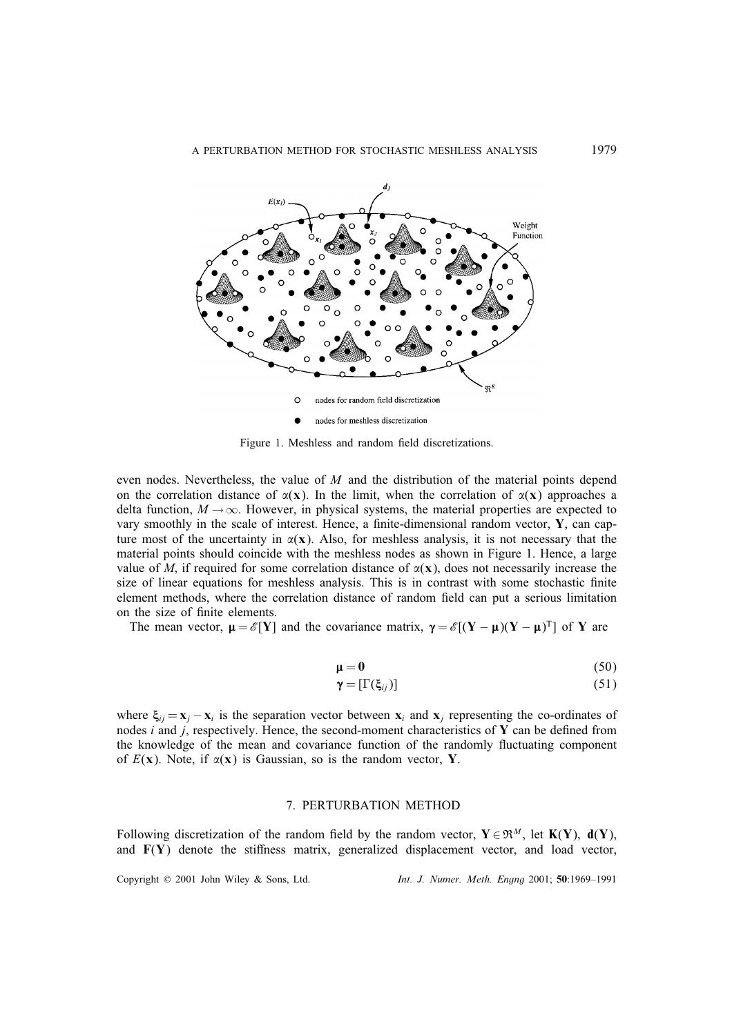Figure 1. Meshless and random field discretizations.

even nodes. Nevertheless, the value of $M$ and the distribution of the material points depend on the correlation distance of $\alpha(\mathbf{x})$. In the limit, when the correlation of $\alpha(\mathbf{x})$ approaches a delta function, $M \to \infty$. However, in physical systems, the material properties are expected to vary smoothly in the scale of interest. Hence, a finite-dimensional random vector, $\mathbf{Y}$, can capture most of the uncertainty in $\alpha(\mathbf{x})$. Also, for meshless analysis, it is not necessary that the material points should coincide with the meshless nodes as shown in Figure 1. Hence, a large value of $M$, if required for some correlation distance of $\alpha(\mathbf{x})$, does not necessarily increase the size of linear equations for meshless analysis. This is in contrast with some stochastic finite element methods, where the correlation distance of random field can put a serious limitation on the size of finite elements.

The mean vector, $\boldsymbol{\mu} = \mathscr{E}[\mathbf{Y}]$ and the covariance matrix, $\boldsymbol{\gamma} = \mathscr{E}[(\mathbf{Y}-\boldsymbol{\mu})(\mathbf{Y}-\boldsymbol{\mu})^{\mathrm{T}}]$ of $\mathbf{Y}$ are

$$\boldsymbol{\mu} = \mathbf{0} \tag{50}$$

$$\boldsymbol{\gamma} = [\Gamma(\boldsymbol{\xi}_{ij})] \tag{51}$$

where $\boldsymbol{\xi}_{ij} = \mathbf{x}_j - \mathbf{x}_i$ is the separation vector between $\mathbf{x}_i$ and $\mathbf{x}_j$ representing the co-ordinates of nodes $i$ and $j$, respectively. Hence, the second-moment characteristics of $\mathbf{Y}$ can be defined from the knowledge of the mean and covariance function of the randomly fluctuating component of $E(\mathbf{x})$. Note, if $\alpha(\mathbf{x})$ is Gaussian, so is the random vector, $\mathbf{Y}$.

## 7. PERTURBATION METHOD

Following discretization of the random field by the random vector, $\mathbf{Y} \in \Re^M$, let $\mathbf{K}(\mathbf{Y})$, $\mathbf{d}(\mathbf{Y})$, and $\mathbf{F}(\mathbf{Y})$ denote the stiffness matrix, generalized displacement vector, and load vector,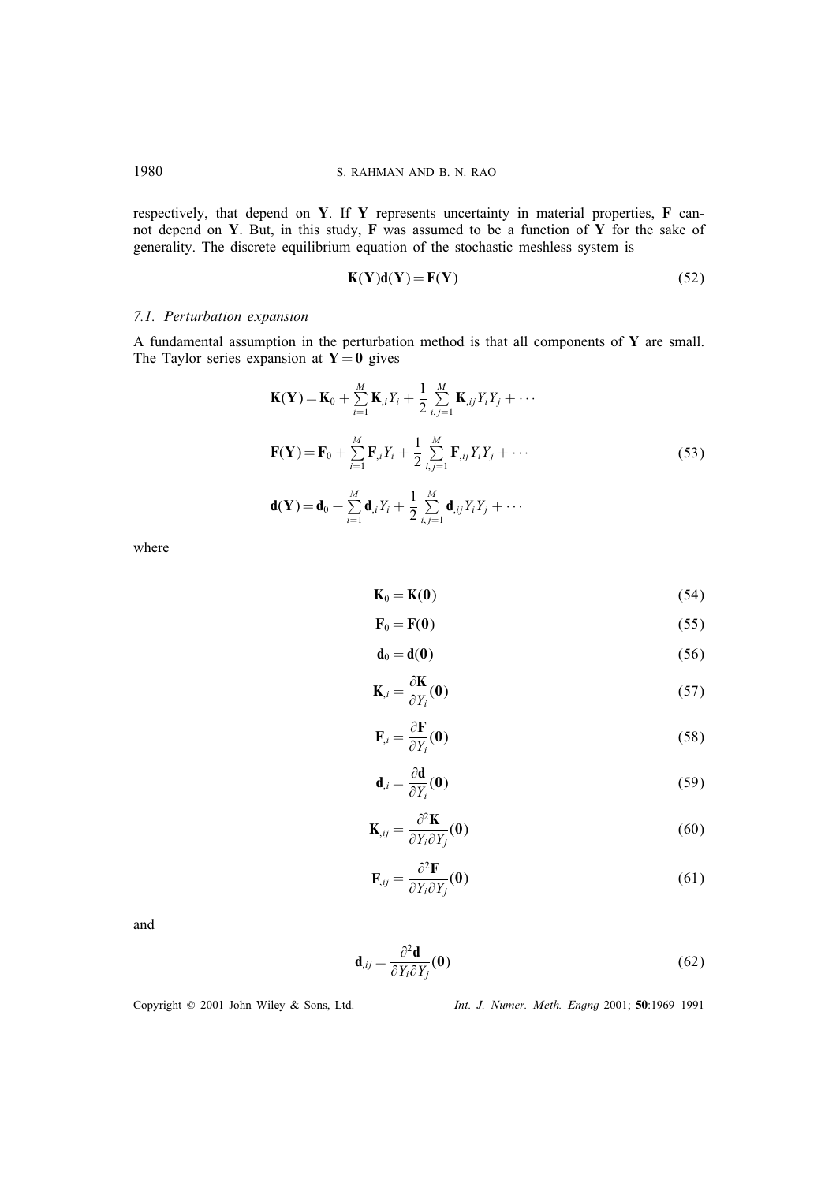respectively, that depend on $\mathbf{Y}$. If $\mathbf{Y}$ represents uncertainty in material properties, $\mathbf{F}$ cannot depend on $\mathbf{Y}$. But, in this study, $\mathbf{F}$ was assumed to be a function of $\mathbf{Y}$ for the sake of generality. The discrete equilibrium equation of the stochastic meshless system is

$$\mathbf{K}(\mathbf{Y})\mathbf{d}(\mathbf{Y}) = \mathbf{F}(\mathbf{Y}) \tag{52}$$

### *7.1. Perturbation expansion*

A fundamental assumption in the perturbation method is that all components of $\mathbf{Y}$ are small. The Taylor series expansion at $\mathbf{Y} = \mathbf{0}$ gives

$$\begin{aligned}
\mathbf{K}(\mathbf{Y}) &= \mathbf{K}_0 + \sum_{i=1}^{M} \mathbf{K}_{,i} Y_i + \frac{1}{2} \sum_{i,j=1}^{M} \mathbf{K}_{,ij} Y_i Y_j + \cdots \\
\mathbf{F}(\mathbf{Y}) &= \mathbf{F}_0 + \sum_{i=1}^{M} \mathbf{F}_{,i} Y_i + \frac{1}{2} \sum_{i,j=1}^{M} \mathbf{F}_{,ij} Y_i Y_j + \cdots \\
\mathbf{d}(\mathbf{Y}) &= \mathbf{d}_0 + \sum_{i=1}^{M} \mathbf{d}_{,i} Y_i + \frac{1}{2} \sum_{i,j=1}^{M} \mathbf{d}_{,ij} Y_i Y_j + \cdots
\end{aligned} \tag{53}$$

where

$$\mathbf{K}_0 = \mathbf{K}(\mathbf{0}) \tag{54}$$

$$\mathbf{F}_0 = \mathbf{F}(\mathbf{0}) \tag{55}$$

$$\mathbf{d}_0 = \mathbf{d}(\mathbf{0}) \tag{56}$$

$$\mathbf{K}_{,i} = \frac{\partial \mathbf{K}}{\partial Y_i}(\mathbf{0}) \tag{57}$$

$$\mathbf{F}_{,i} = \frac{\partial \mathbf{F}}{\partial Y_i}(\mathbf{0}) \tag{58}$$

$$\mathbf{d}_{,i} = \frac{\partial \mathbf{d}}{\partial Y_i}(\mathbf{0}) \tag{59}$$

$$\mathbf{K}_{,ij} = \frac{\partial^2 \mathbf{K}}{\partial Y_i \partial Y_j}(\mathbf{0}) \tag{60}$$

$$\mathbf{F}_{,ij} = \frac{\partial^2 \mathbf{F}}{\partial Y_i \partial Y_j}(\mathbf{0}) \tag{61}$$

and

$$\mathbf{d}_{,ij} = \frac{\partial^2 \mathbf{d}}{\partial Y_i \partial Y_j}(\mathbf{0}) \tag{62}$$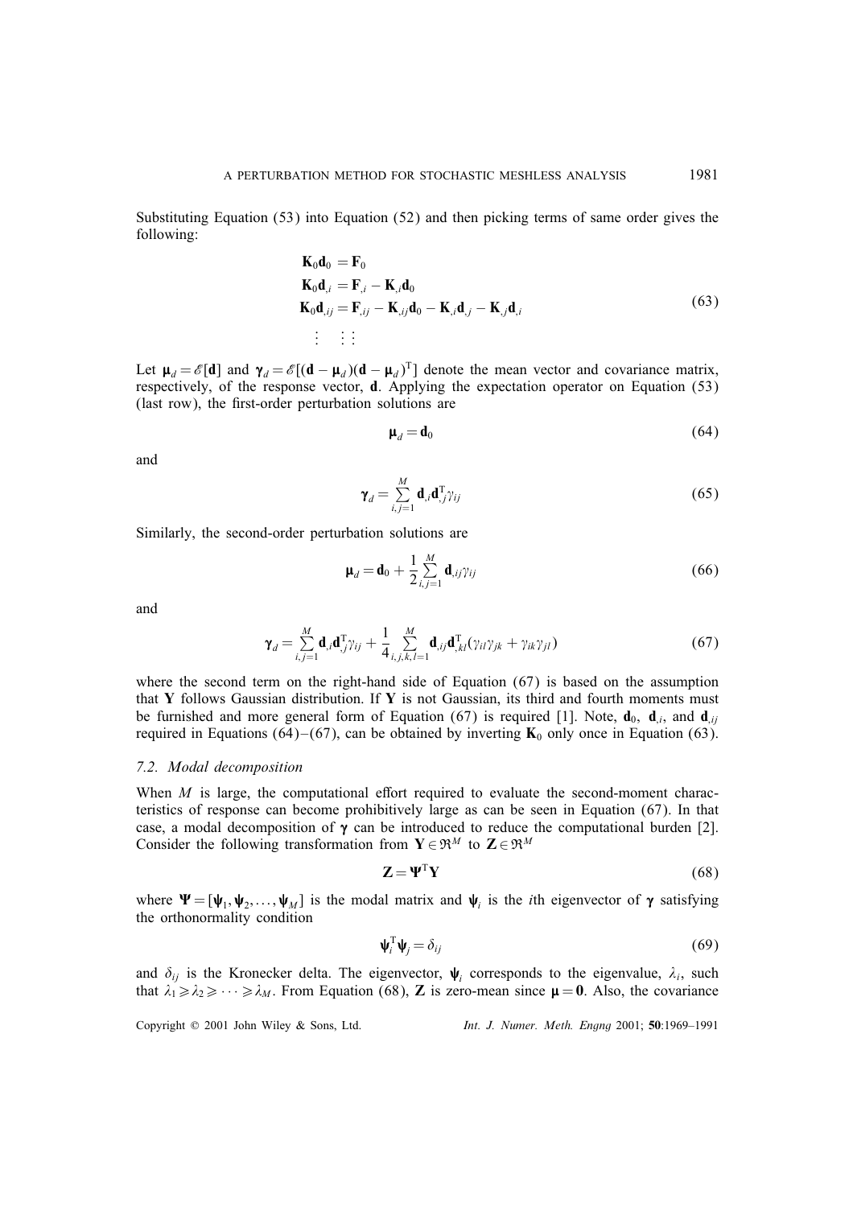Substituting Equation (53) into Equation (52) and then picking terms of same order gives the following:

$$
\begin{aligned}
\mathbf{K}_0\mathbf{d}_0 &= \mathbf{F}_0 \\
\mathbf{K}_0\mathbf{d}_{,i} &= \mathbf{F}_{,i} - \mathbf{K}_{,i}\mathbf{d}_0 \\
\mathbf{K}_0\mathbf{d}_{,ij} &= \mathbf{F}_{,ij} - \mathbf{K}_{,ij}\mathbf{d}_0 - \mathbf{K}_{,i}\mathbf{d}_{,j} - \mathbf{K}_{,j}\mathbf{d}_{,i} \\
\vdots \quad & \vdots\ \vdots
\end{aligned}
\tag{63}
$$

Let $\boldsymbol{\mu}_d = \mathscr{E}[\mathbf{d}]$ and $\boldsymbol{\gamma}_d = \mathscr{E}[(\mathbf{d}-\boldsymbol{\mu}_d)(\mathbf{d}-\boldsymbol{\mu}_d)^{\mathrm{T}}]$ denote the mean vector and covariance matrix, respectively, of the response vector, $\mathbf{d}$. Applying the expectation operator on Equation (53) (last row), the first-order perturbation solutions are

$$
\boldsymbol{\mu}_d = \mathbf{d}_0 \tag{64}
$$

and

$$
\boldsymbol{\gamma}_d = \sum_{i,j=1}^{M} \mathbf{d}_{,i}\mathbf{d}_{,j}^{\mathrm{T}}\gamma_{ij} \tag{65}
$$

Similarly, the second-order perturbation solutions are

$$
\boldsymbol{\mu}_d = \mathbf{d}_0 + \frac{1}{2}\sum_{i,j=1}^{M} \mathbf{d}_{,ij}\gamma_{ij} \tag{66}
$$

and

$$
\boldsymbol{\gamma}_d = \sum_{i,j=1}^{M} \mathbf{d}_{,i}\mathbf{d}_{,j}^{\mathrm{T}}\gamma_{ij} + \frac{1}{4}\sum_{i,j,k,l=1}^{M} \mathbf{d}_{,ij}\mathbf{d}_{,kl}^{\mathrm{T}}(\gamma_{il}\gamma_{jk} + \gamma_{ik}\gamma_{jl}) \tag{67}
$$

where the second term on the right-hand side of Equation (67) is based on the assumption that $\mathbf{Y}$ follows Gaussian distribution. If $\mathbf{Y}$ is not Gaussian, its third and fourth moments must be furnished and more general form of Equation (67) is required [1]. Note, $\mathbf{d}_0$, $\mathbf{d}_{,i}$, and $\mathbf{d}_{,ij}$ required in Equations (64)–(67), can be obtained by inverting $\mathbf{K}_0$ only once in Equation (63).

### *7.2. Modal decomposition*

When $M$ is large, the computational effort required to evaluate the second-moment characteristics of response can become prohibitively large as can be seen in Equation (67). In that case, a modal decomposition of $\boldsymbol{\gamma}$ can be introduced to reduce the computational burden [2]. Consider the following transformation from $\mathbf{Y} \in \Re^M$ to $\mathbf{Z} \in \Re^M$

$$
\mathbf{Z} = \boldsymbol{\Psi}^{\mathrm{T}}\mathbf{Y} \tag{68}
$$

where $\boldsymbol{\Psi} = [\boldsymbol{\psi}_1, \boldsymbol{\psi}_2, \ldots, \boldsymbol{\psi}_M]$ is the modal matrix and $\boldsymbol{\psi}_i$ is the $i$th eigenvector of $\boldsymbol{\gamma}$ satisfying the orthonormality condition

$$
\boldsymbol{\psi}_i^{\mathrm{T}}\boldsymbol{\psi}_j = \delta_{ij} \tag{69}
$$

and $\delta_{ij}$ is the Kronecker delta. The eigenvector, $\boldsymbol{\psi}_i$ corresponds to the eigenvalue, $\lambda_i$, such that $\lambda_1 \geqslant \lambda_2 \geqslant \cdots \geqslant \lambda_M$. From Equation (68), $\mathbf{Z}$ is zero-mean since $\boldsymbol{\mu} = \mathbf{0}$. Also, the covariance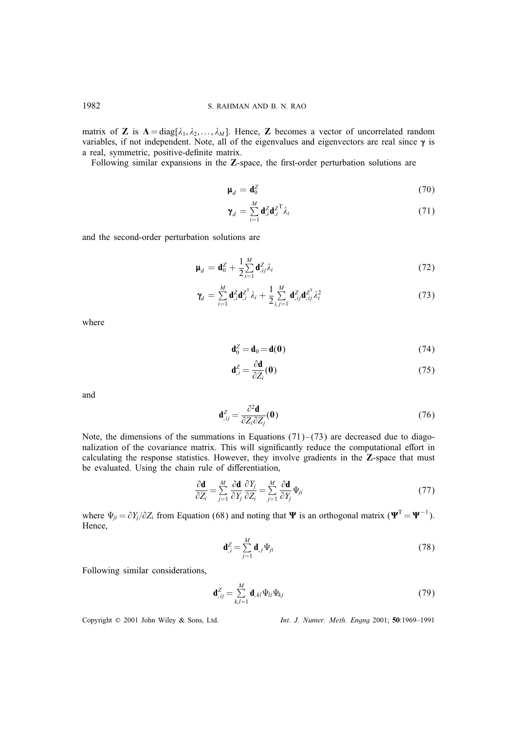matrix of $\mathbf{Z}$ is $\boldsymbol{\Lambda} = \text{diag}[\lambda_1, \lambda_2, \ldots, \lambda_M]$. Hence, $\mathbf{Z}$ becomes a vector of uncorrelated random variables, if not independent. Note, all of the eigenvalues and eigenvectors are real since $\boldsymbol{\gamma}$ is a real, symmetric, positive-definite matrix.

Following similar expansions in the $\mathbf{Z}$-space, the first-order perturbation solutions are

$$\boldsymbol{\mu}_d = \mathbf{d}_0^Z \tag{70}$$

$$\boldsymbol{\gamma}_d = \sum_{i=1}^{M} \mathbf{d}_{,i}^Z \mathbf{d}_{,i}^{Z^{\mathrm{T}}} \lambda_i \tag{71}$$

and the second-order perturbation solutions are

$$\boldsymbol{\mu}_d = \mathbf{d}_0^Z + \frac{1}{2} \sum_{i=1}^{M} \mathbf{d}_{,ij}^Z \lambda_i \tag{72}$$

$$\boldsymbol{\gamma}_d = \sum_{i=1}^{M} \mathbf{d}_{,i}^Z \mathbf{d}_{,i}^{Z^{\mathrm{T}}} \lambda_i + \frac{1}{2} \sum_{i,j=1}^{M} \mathbf{d}_{,ij}^Z \mathbf{d}_{,ij}^{Z^{\mathrm{T}}} \lambda_i^2 \tag{73}$$

where

$$\mathbf{d}_0^Z = \mathbf{d}_0 = \mathbf{d}(\mathbf{0}) \tag{74}$$

$$\mathbf{d}_{,i}^Z = \frac{\partial \mathbf{d}}{\partial Z_i}(\mathbf{0}) \tag{75}$$

and

$$\mathbf{d}_{,ij}^Z = \frac{\partial^2 \mathbf{d}}{\partial Z_i \partial Z_j}(\mathbf{0}) \tag{76}$$

Note, the dimensions of the summations in Equations (71)–(73) are decreased due to diagonalization of the covariance matrix. This will significantly reduce the computational effort in calculating the response statistics. However, they involve gradients in the $\mathbf{Z}$-space that must be evaluated. Using the chain rule of differentiation,

$$\frac{\partial \mathbf{d}}{\partial Z_i} = \sum_{j=1}^{M} \frac{\partial \mathbf{d}}{\partial Y_j} \frac{\partial Y_j}{\partial Z_i} = \sum_{j=1}^{M} \frac{\partial \mathbf{d}}{\partial Y_j} \Psi_{ji} \tag{77}$$

where $\Psi_{ji} = \partial Y_j / \partial Z_i$ from Equation (68) and noting that $\boldsymbol{\Psi}$ is an orthogonal matrix ($\boldsymbol{\Psi}^{\mathrm{T}} = \boldsymbol{\Psi}^{-1}$). Hence,

$$\mathbf{d}_{,i}^Z = \sum_{j=1}^{M} \mathbf{d}_{,j} \Psi_{ji} \tag{78}$$

Following similar considerations,

$$\mathbf{d}_{,ij}^Z = \sum_{k,l=1}^{M} \mathbf{d}_{,kl} \Psi_{li} \Psi_{kj} \tag{79}$$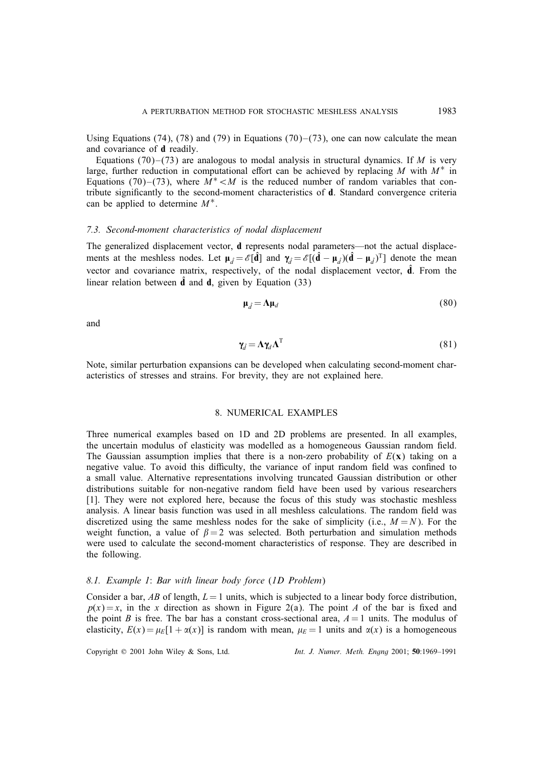Using Equations (74), (78) and (79) in Equations (70)–(73), one can now calculate the mean and covariance of $\mathbf{d}$ readily.

Equations (70)–(73) are analogous to modal analysis in structural dynamics. If $M$ is very large, further reduction in computational effort can be achieved by replacing $M$ with $M^*$ in Equations (70)–(73), where $M^* < M$ is the reduced number of random variables that contribute significantly to the second-moment characteristics of $\mathbf{d}$. Standard convergence criteria can be applied to determine $M^*$.

### *7.3. Second-moment characteristics of nodal displacement*

The generalized displacement vector, $\mathbf{d}$ represents nodal parameters—not the actual displacements at the meshless nodes. Let $\boldsymbol{\mu}_{\hat{d}} = \mathscr{E}[\hat{\mathbf{d}}]$ and $\boldsymbol{\gamma}_{\hat{d}} = \mathscr{E}[(\hat{\mathbf{d}} - \boldsymbol{\mu}_{\hat{d}})(\hat{\mathbf{d}} - \boldsymbol{\mu}_{\hat{d}})^{\mathrm{T}}]$ denote the mean vector and covariance matrix, respectively, of the nodal displacement vector, $\hat{\mathbf{d}}$. From the linear relation between $\hat{\mathbf{d}}$ and $\mathbf{d}$, given by Equation (33)

$$\boldsymbol{\mu}_{\hat{d}} = \boldsymbol{\Lambda}\boldsymbol{\mu}_d \tag{80}$$

and

$$\boldsymbol{\gamma}_{\hat{d}} = \boldsymbol{\Lambda}\boldsymbol{\gamma}_d\boldsymbol{\Lambda}^{\mathrm{T}} \tag{81}$$

Note, similar perturbation expansions can be developed when calculating second-moment characteristics of stresses and strains. For brevity, they are not explained here.

## 8. NUMERICAL EXAMPLES

Three numerical examples based on 1D and 2D problems are presented. In all examples, the uncertain modulus of elasticity was modelled as a homogeneous Gaussian random field. The Gaussian assumption implies that there is a non-zero probability of $E(\mathbf{x})$ taking on a negative value. To avoid this difficulty, the variance of input random field was confined to a small value. Alternative representations involving truncated Gaussian distribution or other distributions suitable for non-negative random field have been used by various researchers [1]. They were not explored here, because the focus of this study was stochastic meshless analysis. A linear basis function was used in all meshless calculations. The random field was discretized using the same meshless nodes for the sake of simplicity (i.e., $M = N$). For the weight function, a value of $\beta = 2$ was selected. Both perturbation and simulation methods were used to calculate the second-moment characteristics of response. They are described in the following.

### *8.1. Example 1: Bar with linear body force (1D Problem)*

Consider a bar, $AB$ of length, $L = 1$ units, which is subjected to a linear body force distribution, $p(x) = x$, in the $x$ direction as shown in Figure 2(a). The point $A$ of the bar is fixed and the point $B$ is free. The bar has a constant cross-sectional area, $A = 1$ units. The modulus of elasticity, $E(x) = \mu_E[1 + \alpha(x)]$ is random with mean, $\mu_E = 1$ units and $\alpha(x)$ is a homogeneous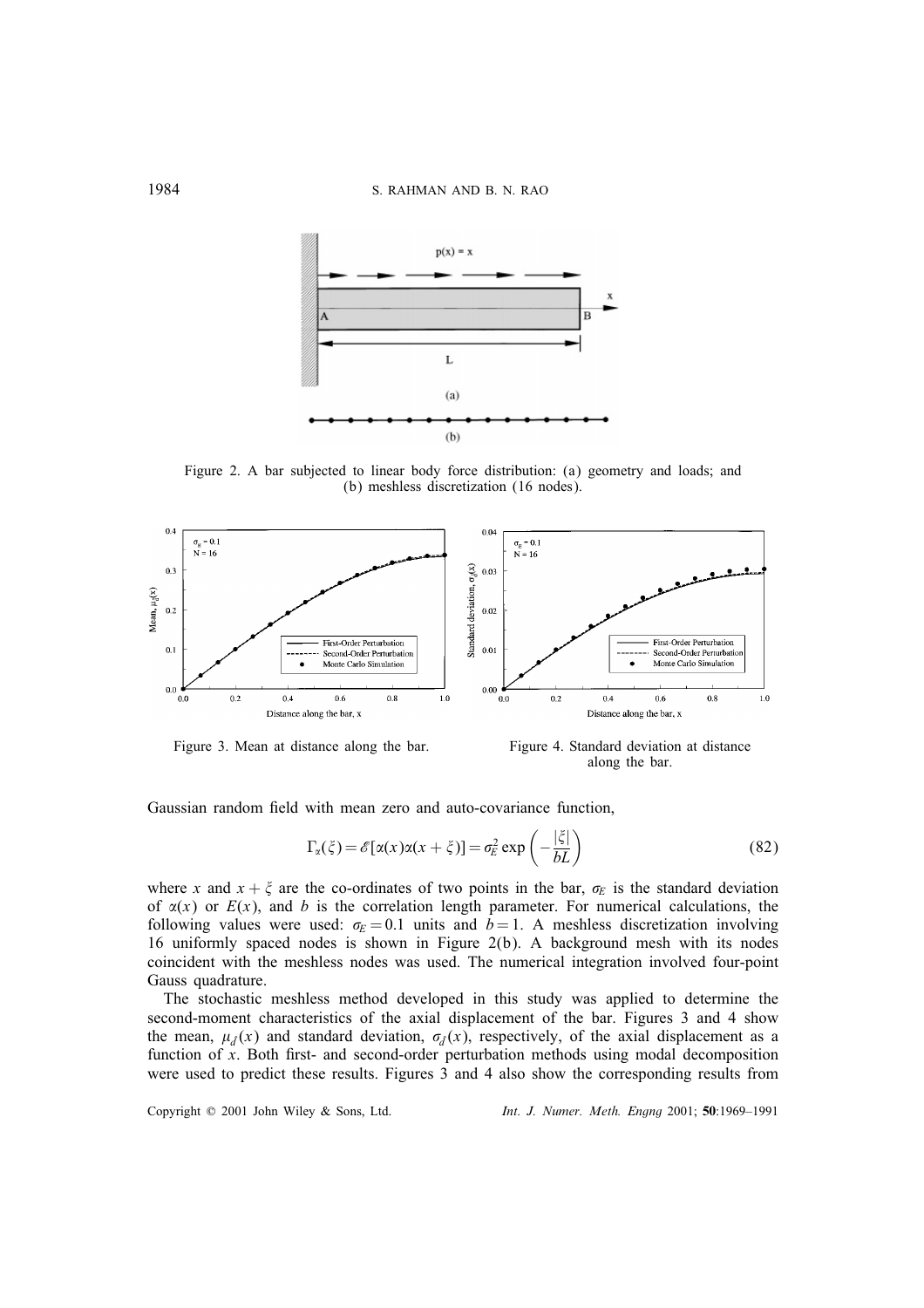Figure 2. A bar subjected to linear body force distribution: (a) geometry and loads; and (b) meshless discretization (16 nodes).

Figure 3. Mean at distance along the bar.

Figure 4. Standard deviation at distance along the bar.

Gaussian random field with mean zero and auto-covariance function,

$$\Gamma_{\alpha}(\xi) = \mathscr{E}[\alpha(x)\alpha(x+\xi)] = \sigma_E^2 \exp\left(-\frac{|\xi|}{bL}\right) \tag{82}$$

where $x$ and $x+\xi$ are the co-ordinates of two points in the bar, $\sigma_E$ is the standard deviation of $\alpha(x)$ or $E(x)$, and $b$ is the correlation length parameter. For numerical calculations, the following values were used: $\sigma_E = 0.1$ units and $b = 1$. A meshless discretization involving 16 uniformly spaced nodes is shown in Figure 2(b). A background mesh with its nodes coincident with the meshless nodes was used. The numerical integration involved four-point Gauss quadrature.

The stochastic meshless method developed in this study was applied to determine the second-moment characteristics of the axial displacement of the bar. Figures 3 and 4 show the mean, $\mu_{\hat{d}}(x)$ and standard deviation, $\sigma_{\hat{d}}(x)$, respectively, of the axial displacement as a function of $x$. Both first- and second-order perturbation methods using modal decomposition were used to predict these results. Figures 3 and 4 also show the corresponding results from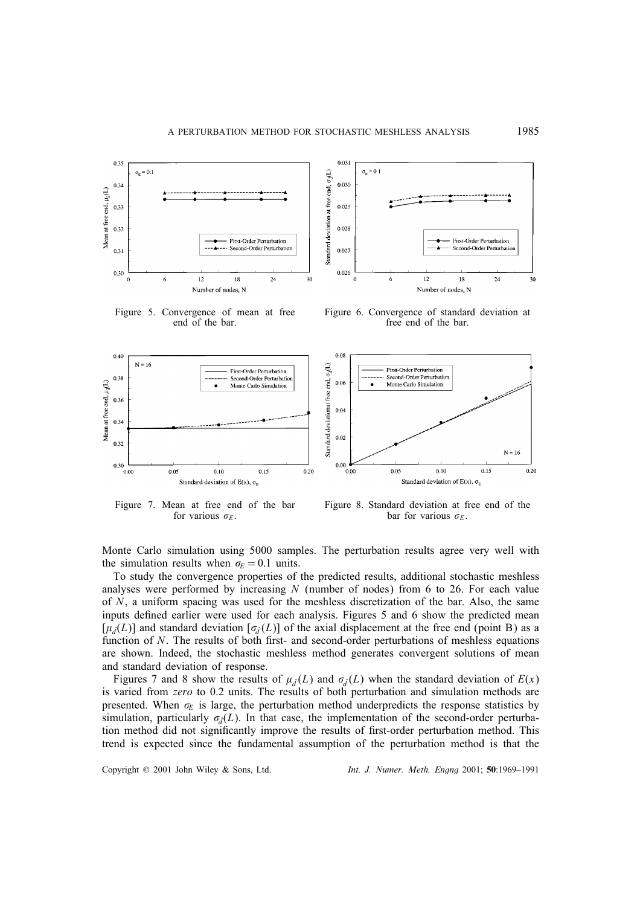Figure 5. Convergence of mean at free end of the bar.

Figure 6. Convergence of standard deviation at free end of the bar.

Figure 7. Mean at free end of the bar for various $\sigma_E$.

Figure 8. Standard deviation at free end of the bar for various $\sigma_E$.

Monte Carlo simulation using 5000 samples. The perturbation results agree very well with the simulation results when $\sigma_E = 0.1$ units.

To study the convergence properties of the predicted results, additional stochastic meshless analyses were performed by increasing $N$ (number of nodes) from 6 to 26. For each value of $N$, a uniform spacing was used for the meshless discretization of the bar. Also, the same inputs defined earlier were used for each analysis. Figures 5 and 6 show the predicted mean $[\mu_{\hat{d}}(L)]$ and standard deviation $[\sigma_{\hat{d}}(L)]$ of the axial displacement at the free end (point B) as a function of $N$. The results of both first- and second-order perturbations of meshless equations are shown. Indeed, the stochastic meshless method generates convergent solutions of mean and standard deviation of response.

Figures 7 and 8 show the results of $\mu_{\hat{d}}(L)$ and $\sigma_{\hat{d}}(L)$ when the standard deviation of $E(x)$ is varied from *zero* to 0.2 units. The results of both perturbation and simulation methods are presented. When $\sigma_E$ is large, the perturbation method underpredicts the response statistics by simulation, particularly $\sigma_{\hat{d}}(L)$. In that case, the implementation of the second-order perturbation method did not significantly improve the results of first-order perturbation method. This trend is expected since the fundamental assumption of the perturbation method is that the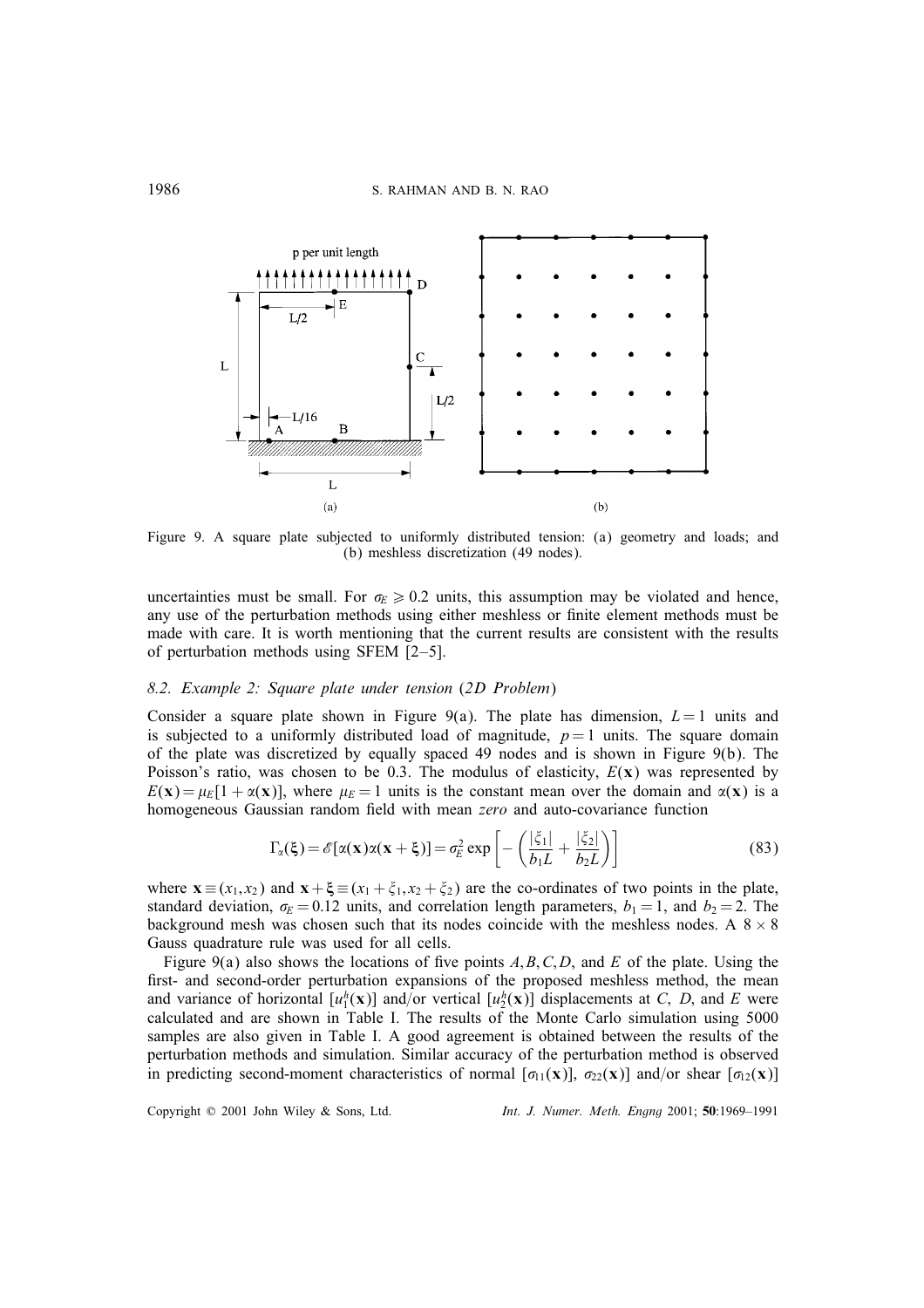Figure 9. A square plate subjected to uniformly distributed tension: (a) geometry and loads; and (b) meshless discretization (49 nodes).

uncertainties must be small. For $\sigma_E \geqslant 0.2$ units, this assumption may be violated and hence, any use of the perturbation methods using either meshless or finite element methods must be made with care. It is worth mentioning that the current results are consistent with the results of perturbation methods using SFEM [2–5].

### 8.2. Example 2: Square plate under tension (2D Problem)

Consider a square plate shown in Figure 9(a). The plate has dimension, $L = 1$ units and is subjected to a uniformly distributed load of magnitude, $p = 1$ units. The square domain of the plate was discretized by equally spaced 49 nodes and is shown in Figure 9(b). The Poisson's ratio, was chosen to be 0.3. The modulus of elasticity, $E(\mathbf{x})$ was represented by $E(\mathbf{x}) = \mu_E[1 + \alpha(\mathbf{x})]$, where $\mu_E = 1$ units is the constant mean over the domain and $\alpha(\mathbf{x})$ is a homogeneous Gaussian random field with mean *zero* and auto-covariance function

$$\Gamma_\alpha(\boldsymbol{\xi}) = \mathscr{E}[\alpha(\mathbf{x})\alpha(\mathbf{x} + \boldsymbol{\xi})] = \sigma_E^2 \exp\left[-\left(\frac{|\xi_1|}{b_1 L} + \frac{|\xi_2|}{b_2 L}\right)\right] \tag{83}$$

where $\mathbf{x} \equiv (x_1, x_2)$ and $\mathbf{x} + \boldsymbol{\xi} \equiv (x_1 + \xi_1, x_2 + \xi_2)$ are the co-ordinates of two points in the plate, standard deviation, $\sigma_E = 0.12$ units, and correlation length parameters, $b_1 = 1$, and $b_2 = 2$. The background mesh was chosen such that its nodes coincide with the meshless nodes. A $8 \times 8$ Gauss quadrature rule was used for all cells.

Figure 9(a) also shows the locations of five points $A, B, C, D$, and $E$ of the plate. Using the first- and second-order perturbation expansions of the proposed meshless method, the mean and variance of horizontal $[u_1^h(\mathbf{x})]$ and/or vertical $[u_2^h(\mathbf{x})]$ displacements at $C$, $D$, and $E$ were calculated and are shown in Table I. The results of the Monte Carlo simulation using 5000 samples are also given in Table I. A good agreement is obtained between the results of the perturbation methods and simulation. Similar accuracy of the perturbation method is observed in predicting second-moment characteristics of normal $[\sigma_{11}(\mathbf{x})]$, $\sigma_{22}(\mathbf{x})]$ and/or shear $[\sigma_{12}(\mathbf{x})]$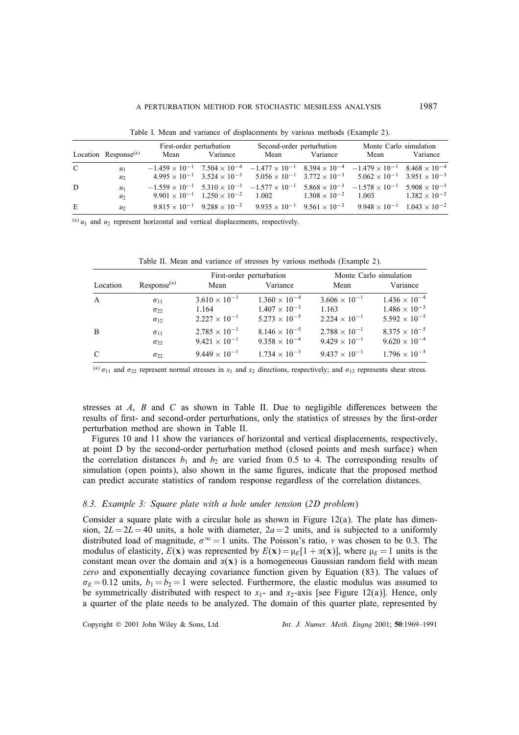Table I. Mean and variance of displacements by various methods (Example 2).

| Location | Response[(a)] | First-order perturbation | | Second-order perturbation | | Monte Carlo simulation | |
|---|---|---|---|---|---|---|---|
| | | Mean | Variance | Mean | Variance | Mean | Variance |
| C | $u_1$ | $-1.459 \times 10^{-1}$ | $7.504 \times 10^{-4}$ | $-1.477 \times 10^{-1}$ | $8.394 \times 10^{-4}$ | $-1.479 \times 10^{-1}$ | $8.468 \times 10^{-4}$ |
| | $u_2$ | $4.995 \times 10^{-1}$ | $3.524 \times 10^{-3}$ | $5.056 \times 10^{-1}$ | $3.772 \times 10^{-3}$ | $5.062 \times 10^{-1}$ | $3.951 \times 10^{-3}$ |
| D | $u_1$ | $-1.559 \times 10^{-1}$ | $5.310 \times 10^{-3}$ | $-1.577 \times 10^{-1}$ | $5.868 \times 10^{-3}$ | $-1.578 \times 10^{-1}$ | $5.908 \times 10^{-3}$ |
| | $u_2$ | $9.901 \times 10^{-1}$ | $1.250 \times 10^{-2}$ | 1.002 | $1.308 \times 10^{-2}$ | 1.003 | $1.382 \times 10^{-2}$ |
| E | $u_2$ | $9.815 \times 10^{-1}$ | $9.288 \times 10^{-3}$ | $9.935 \times 10^{-1}$ | $9.561 \times 10^{-3}$ | $9.948 \times 10^{-1}$ | $1.043 \times 10^{-2}$ |

[(a)] $u_1$ and $u_2$ represent horizontal and vertical displacements, respectively.

Table II. Mean and variance of stresses by various methods (Example 2).

| Location | Response[(a)] | First-order perturbation | | Monte Carlo simulation | |
|---|---|---|---|---|---|
| | | Mean | Variance | Mean | Variance |
| A | $\sigma_{11}$ | $3.610 \times 10^{-1}$ | $1.360 \times 10^{-4}$ | $3.606 \times 10^{-1}$ | $1.436 \times 10^{-4}$ |
| | $\sigma_{22}$ | 1.164 | $1.407 \times 10^{-3}$ | 1.163 | $1.486 \times 10^{-3}$ |
| | $\sigma_{12}$ | $2.227 \times 10^{-1}$ | $5.273 \times 10^{-5}$ | $2.224 \times 10^{-1}$ | $5.592 \times 10^{-5}$ |
| B | $\sigma_{11}$ | $2.785 \times 10^{-1}$ | $8.146 \times 10^{-5}$ | $2.788 \times 10^{-1}$ | $8.375 \times 10^{-5}$ |
| | $\sigma_{22}$ | $9.421 \times 10^{-1}$ | $9.358 \times 10^{-4}$ | $9.429 \times 10^{-1}$ | $9.620 \times 10^{-4}$ |
| C | $\sigma_{22}$ | $9.449 \times 10^{-1}$ | $1.734 \times 10^{-3}$ | $9.437 \times 10^{-1}$ | $1.796 \times 10^{-3}$ |

[(a)] $\sigma_{11}$ and $\sigma_{22}$ represent normal stresses in $x_1$ and $x_2$ directions, respectively; and $\sigma_{12}$ represents shear stress.

stresses at $A$, $B$ and $C$ as shown in Table II. Due to negligible differences between the results of first- and second-order perturbations, only the statistics of stresses by the first-order perturbation method are shown in Table II.

Figures 10 and 11 show the variances of horizontal and vertical displacements, respectively, at point D by the second-order perturbation method (closed points and mesh surface) when the correlation distances $b_1$ and $b_2$ are varied from 0.5 to 4. The corresponding results of simulation (open points), also shown in the same figures, indicate that the proposed method can predict accurate statistics of random response regardless of the correlation distances.

### 8.3. Example 3: Square plate with a hole under tension (2D problem)

Consider a square plate with a circular hole as shown in Figure 12(a). The plate has dimension, $2L = 2L = 40$ units, a hole with diameter, $2a = 2$ units, and is subjected to a uniformly distributed load of magnitude, $\sigma^{\infty} = 1$ units. The Poisson's ratio, $v$ was chosen to be 0.3. The modulus of elasticity, $E(\mathbf{x})$ was represented by $E(\mathbf{x}) = \mu_E[1 + \alpha(\mathbf{x})]$, where $\mu_E = 1$ units is the constant mean over the domain and $\alpha(\mathbf{x})$ is a homogeneous Gaussian random field with mean *zero* and exponentially decaying covariance function given by Equation (83). The values of $\sigma_E = 0.12$ units, $b_1 = b_2 = 1$ were selected. Furthermore, the elastic modulus was assumed to be symmetrically distributed with respect to $x_1$- and $x_2$-axis [see Figure 12(a)]. Hence, only a quarter of the plate needs to be analyzed. The domain of this quarter plate, represented by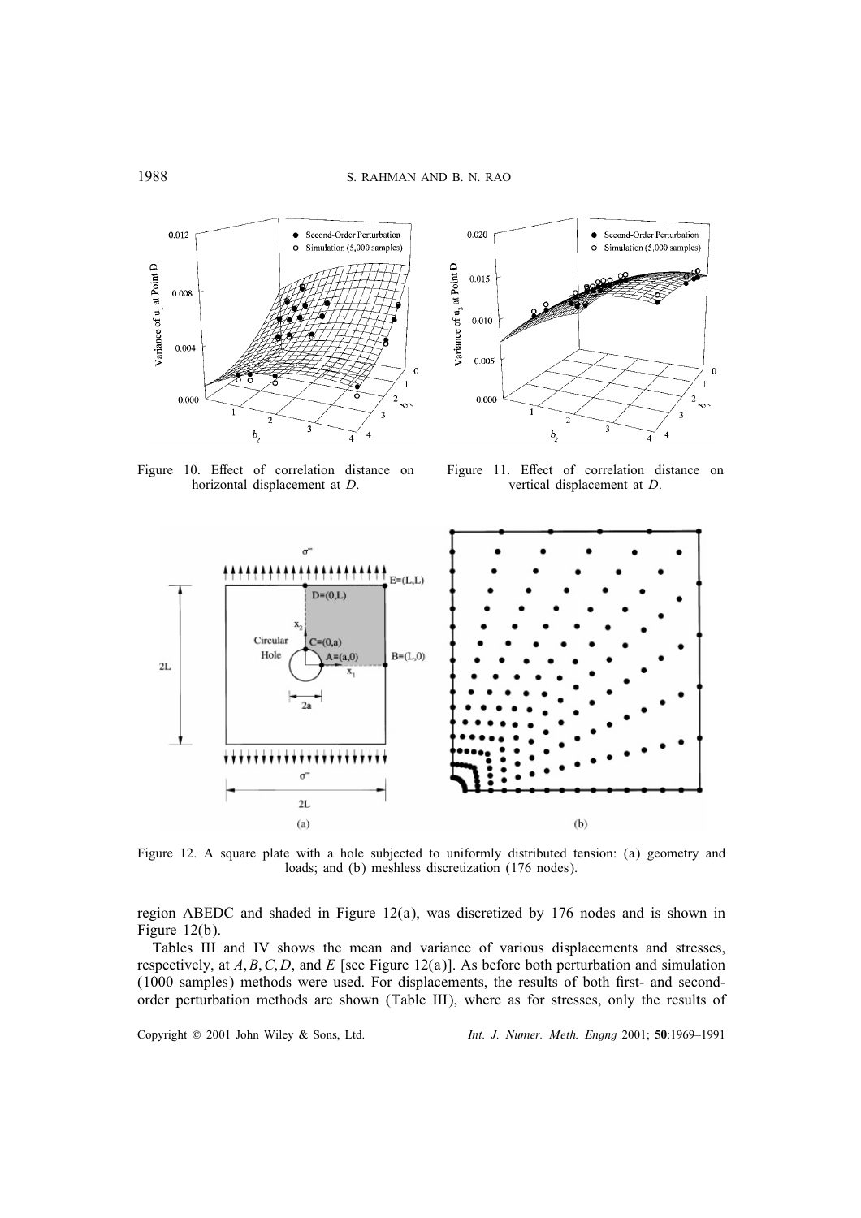Figure 10. Effect of correlation distance on horizontal displacement at $D$.

Figure 11. Effect of correlation distance on vertical displacement at $D$.

Figure 12. A square plate with a hole subjected to uniformly distributed tension: (a) geometry and loads; and (b) meshless discretization (176 nodes).

region ABEDC and shaded in Figure 12(a), was discretized by 176 nodes and is shown in Figure 12(b).

Tables III and IV shows the mean and variance of various displacements and stresses, respectively, at $A, B, C, D$, and $E$ [see Figure 12(a)]. As before both perturbation and simulation (1000 samples) methods were used. For displacements, the results of both first- and second-order perturbation methods are shown (Table III), where as for stresses, only the results of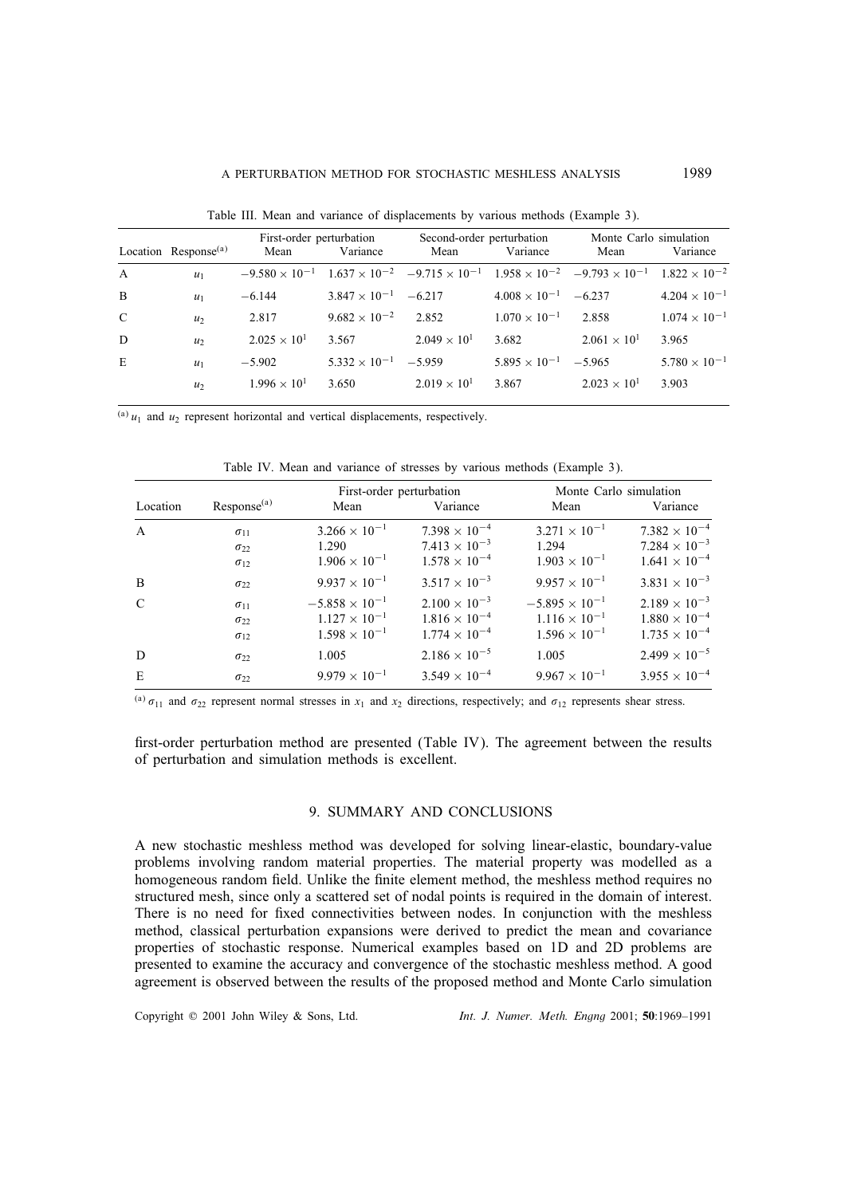Table III. Mean and variance of displacements by various methods (Example 3).

| Location | Response[(a)] | First-order perturbation | | Second-order perturbation | | Monte Carlo simulation | |
|---|---|---|---|---|---|---|---|
| | | Mean | Variance | Mean | Variance | Mean | Variance |
| A | $u_1$ | $-9.580 \times 10^{-1}$ | $1.637 \times 10^{-2}$ | $-9.715 \times 10^{-1}$ | $1.958 \times 10^{-2}$ | $-9.793 \times 10^{-1}$ | $1.822 \times 10^{-2}$ |
| B | $u_1$ | $-6.144$ | $3.847 \times 10^{-1}$ | $-6.217$ | $4.008 \times 10^{-1}$ | $-6.237$ | $4.204 \times 10^{-1}$ |
| C | $u_2$ | 2.817 | $9.682 \times 10^{-2}$ | 2.852 | $1.070 \times 10^{-1}$ | 2.858 | $1.074 \times 10^{-1}$ |
| D | $u_2$ | $2.025 \times 10^{1}$ | 3.567 | $2.049 \times 10^{1}$ | 3.682 | $2.061 \times 10^{1}$ | 3.965 |
| E | $u_1$ | $-5.902$ | $5.332 \times 10^{-1}$ | $-5.959$ | $5.895 \times 10^{-1}$ | $-5.965$ | $5.780 \times 10^{-1}$ |
| | $u_2$ | $1.996 \times 10^{1}$ | 3.650 | $2.019 \times 10^{1}$ | 3.867 | $2.023 \times 10^{1}$ | 3.903 |

[(a)] $u_1$ and $u_2$ represent horizontal and vertical displacements, respectively.

Table IV. Mean and variance of stresses by various methods (Example 3).

| Location | Response[(a)] | First-order perturbation | | Monte Carlo simulation | |
|---|---|---|---|---|---|
| | | Mean | Variance | Mean | Variance |
| A | $\sigma_{11}$ | $3.266 \times 10^{-1}$ | $7.398 \times 10^{-4}$ | $3.271 \times 10^{-1}$ | $7.382 \times 10^{-4}$ |
| | $\sigma_{22}$ | 1.290 | $7.413 \times 10^{-3}$ | 1.294 | $7.284 \times 10^{-3}$ |
| | $\sigma_{12}$ | $1.906 \times 10^{-1}$ | $1.578 \times 10^{-4}$ | $1.903 \times 10^{-1}$ | $1.641 \times 10^{-4}$ |
| B | $\sigma_{22}$ | $9.937 \times 10^{-1}$ | $3.517 \times 10^{-3}$ | $9.957 \times 10^{-1}$ | $3.831 \times 10^{-3}$ |
| C | $\sigma_{11}$ | $-5.858 \times 10^{-1}$ | $2.100 \times 10^{-3}$ | $-5.895 \times 10^{-1}$ | $2.189 \times 10^{-3}$ |
| | $\sigma_{22}$ | $1.127 \times 10^{-1}$ | $1.816 \times 10^{-4}$ | $1.116 \times 10^{-1}$ | $1.880 \times 10^{-4}$ |
| | $\sigma_{12}$ | $1.598 \times 10^{-1}$ | $1.774 \times 10^{-4}$ | $1.596 \times 10^{-1}$ | $1.735 \times 10^{-4}$ |
| D | $\sigma_{22}$ | 1.005 | $2.186 \times 10^{-5}$ | 1.005 | $2.499 \times 10^{-5}$ |
| E | $\sigma_{22}$ | $9.979 \times 10^{-1}$ | $3.549 \times 10^{-4}$ | $9.967 \times 10^{-1}$ | $3.955 \times 10^{-4}$ |

[(a)] $\sigma_{11}$ and $\sigma_{22}$ represent normal stresses in $x_1$ and $x_2$ directions, respectively; and $\sigma_{12}$ represents shear stress.

first-order perturbation method are presented (Table IV). The agreement between the results of perturbation and simulation methods is excellent.

## 9. SUMMARY AND CONCLUSIONS

A new stochastic meshless method was developed for solving linear-elastic, boundary-value problems involving random material properties. The material property was modelled as a homogeneous random field. Unlike the finite element method, the meshless method requires no structured mesh, since only a scattered set of nodal points is required in the domain of interest. There is no need for fixed connectivities between nodes. In conjunction with the meshless method, classical perturbation expansions were derived to predict the mean and covariance properties of stochastic response. Numerical examples based on 1D and 2D problems are presented to examine the accuracy and convergence of the stochastic meshless method. A good agreement is observed between the results of the proposed method and Monte Carlo simulation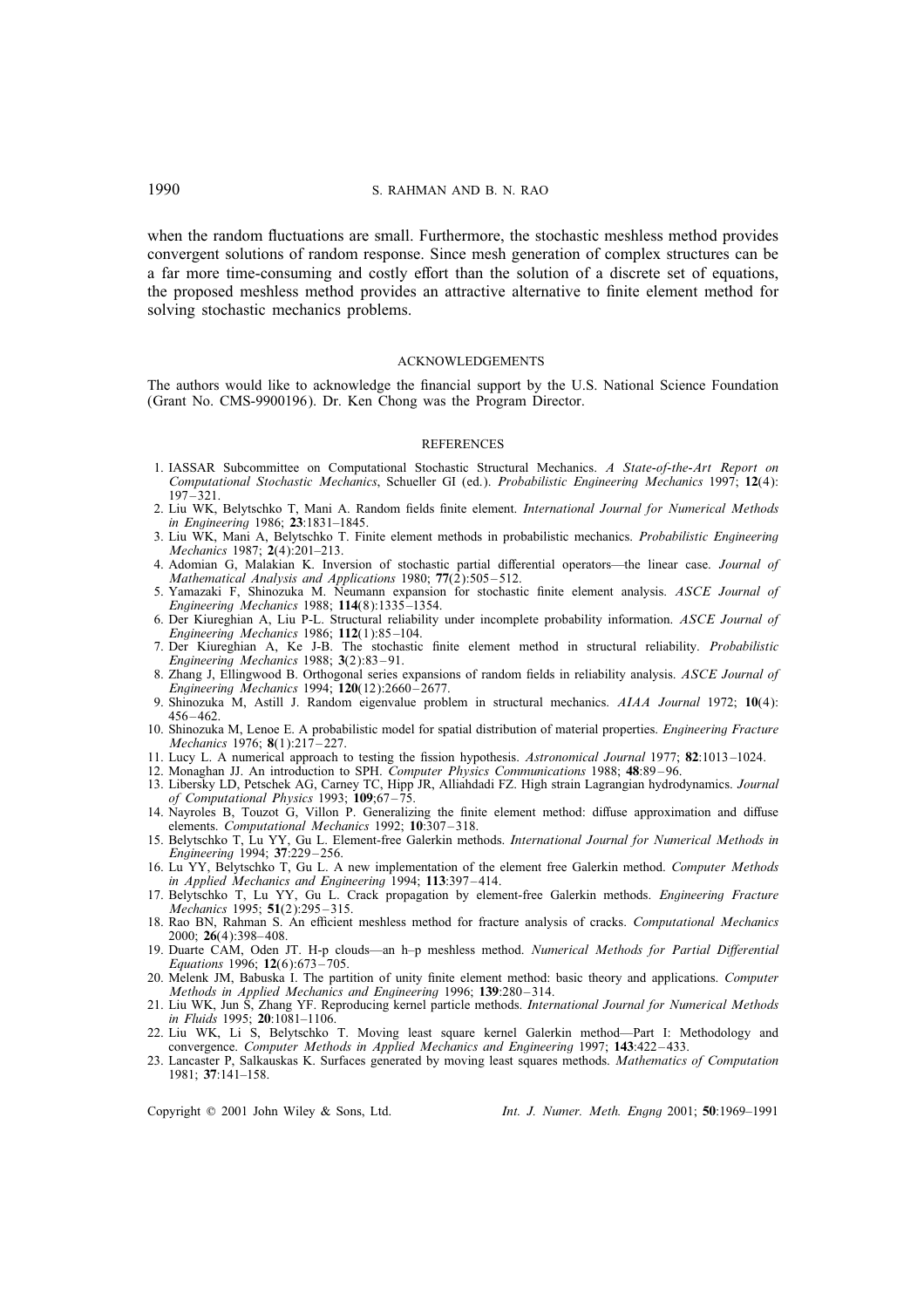when the random fluctuations are small. Furthermore, the stochastic meshless method provides convergent solutions of random response. Since mesh generation of complex structures can be a far more time-consuming and costly effort than the solution of a discrete set of equations, the proposed meshless method provides an attractive alternative to finite element method for solving stochastic mechanics problems.

## ACKNOWLEDGEMENTS

The authors would like to acknowledge the financial support by the U.S. National Science Foundation (Grant No. CMS-9900196). Dr. Ken Chong was the Program Director.

## REFERENCES

1. IASSAR Subcommittee on Computational Stochastic Structural Mechanics. *A State-of-the-Art Report on Computational Stochastic Mechanics*, Schueller GI (ed.). *Probabilistic Engineering Mechanics* 1997; **12**(4): 197–321.
2. Liu WK, Belytschko T, Mani A. Random fields finite element. *International Journal for Numerical Methods in Engineering* 1986; **23**:1831–1845.
3. Liu WK, Mani A, Belytschko T. Finite element methods in probabilistic mechanics. *Probabilistic Engineering Mechanics* 1987; **2**(4):201–213.
4. Adomian G, Malakian K. Inversion of stochastic partial differential operators—the linear case. *Journal of Mathematical Analysis and Applications* 1980; **77**(2):505–512.
5. Yamazaki F, Shinozuka M. Neumann expansion for stochastic finite element analysis. *ASCE Journal of Engineering Mechanics* 1988; **114**(8):1335–1354.
6. Der Kiureghian A, Liu P-L. Structural reliability under incomplete probability information. *ASCE Journal of Engineering Mechanics* 1986; **112**(1):85–104.
7. Der Kiureghian A, Ke J-B. The stochastic finite element method in structural reliability. *Probabilistic Engineering Mechanics* 1988; **3**(2):83–91.
8. Zhang J, Ellingwood B. Orthogonal series expansions of random fields in reliability analysis. *ASCE Journal of Engineering Mechanics* 1994; **120**(12):2660–2677.
9. Shinozuka M, Astill J. Random eigenvalue problem in structural mechanics. *AIAA Journal* 1972; **10**(4): 456–462.
10. Shinozuka M, Lenoe E. A probabilistic model for spatial distribution of material properties. *Engineering Fracture Mechanics* 1976; **8**(1):217–227.
11. Lucy L. A numerical approach to testing the fission hypothesis. *Astronomical Journal* 1977; **82**:1013–1024.
12. Monaghan JJ. An introduction to SPH. *Computer Physics Communications* 1988; **48**:89–96.
13. Libersky LD, Petschek AG, Carney TC, Hipp JR, Alliahdadi FZ. High strain Lagrangian hydrodynamics. *Journal of Computational Physics* 1993; **109**;67–75.
14. Nayroles B, Touzot G, Villon P. Generalizing the finite element method: diffuse approximation and diffuse elements. *Computational Mechanics* 1992; **10**:307–318.
15. Belytschko T, Lu YY, Gu L. Element-free Galerkin methods. *International Journal for Numerical Methods in Engineering* 1994; **37**:229–256.
16. Lu YY, Belytschko T, Gu L. A new implementation of the element free Galerkin method. *Computer Methods in Applied Mechanics and Engineering* 1994; **113**:397–414.
17. Belytschko T, Lu YY, Gu L. Crack propagation by element-free Galerkin methods. *Engineering Fracture Mechanics* 1995; **51**(2):295–315.
18. Rao BN, Rahman S. An efficient meshless method for fracture analysis of cracks. *Computational Mechanics* 2000; **26**(4):398–408.
19. Duarte CAM, Oden JT. H-p clouds—an h–p meshless method. *Numerical Methods for Partial Differential Equations* 1996; **12**(6):673–705.
20. Melenk JM, Babuska I. The partition of unity finite element method: basic theory and applications. *Computer Methods in Applied Mechanics and Engineering* 1996; **139**:280–314.
21. Liu WK, Jun S, Zhang YF. Reproducing kernel particle methods. *International Journal for Numerical Methods in Fluids* 1995; **20**:1081–1106.
22. Liu WK, Li S, Belytschko T. Moving least square kernel Galerkin method—Part I: Methodology and convergence. *Computer Methods in Applied Mechanics and Engineering* 1997; **143**:422–433.
23. Lancaster P, Salkauskas K. Surfaces generated by moving least squares methods. *Mathematics of Computation* 1981; **37**:141–158.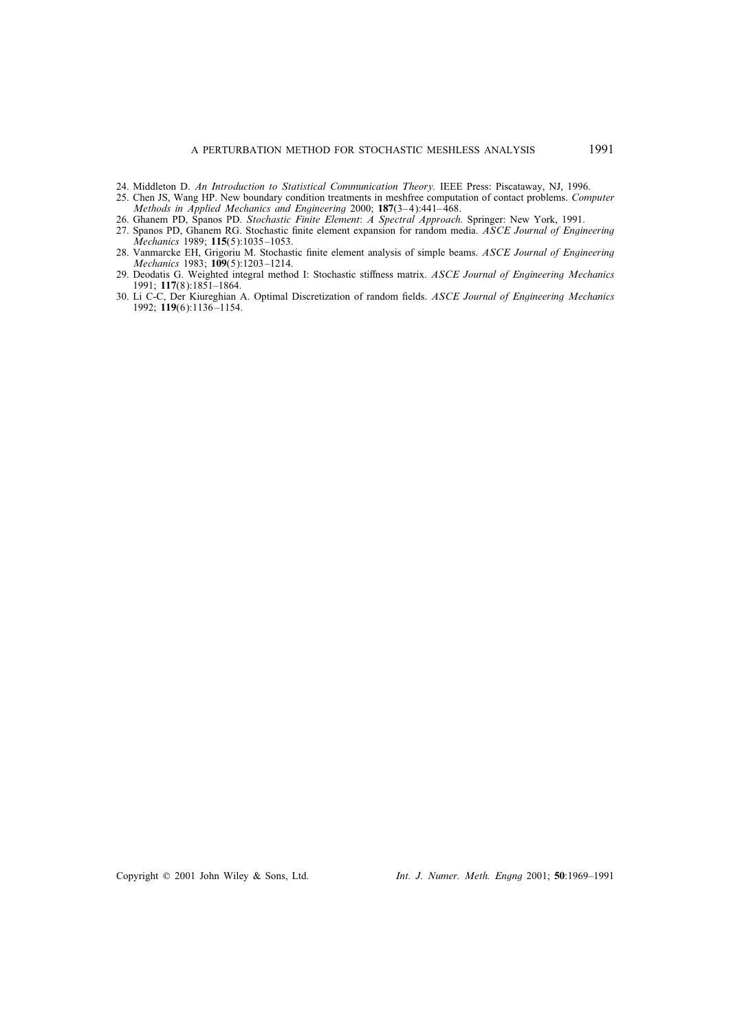24. Middleton D. *An Introduction to Statistical Communication Theory.* IEEE Press: Piscataway, NJ, 1996.
25. Chen JS, Wang HP. New boundary condition treatments in meshfree computation of contact problems. *Computer Methods in Applied Mechanics and Engineering* 2000; **187**(3–4):441–468.
26. Ghanem PD, Spanos PD. *Stochastic Finite Element*: *A Spectral Approach*. Springer: New York, 1991.
27. Spanos PD, Ghanem RG. Stochastic finite element expansion for random media. *ASCE Journal of Engineering Mechanics* 1989; **115**(5):1035–1053.
28. Vanmarcke EH, Grigoriu M. Stochastic finite element analysis of simple beams. *ASCE Journal of Engineering Mechanics* 1983; **109**(5):1203–1214.
29. Deodatis G. Weighted integral method I: Stochastic stiffness matrix. *ASCE Journal of Engineering Mechanics* 1991; **117**(8):1851–1864.
30. Li C-C, Der Kiureghian A. Optimal Discretization of random fields. *ASCE Journal of Engineering Mechanics* 1992; **119**(6):1136–1154.